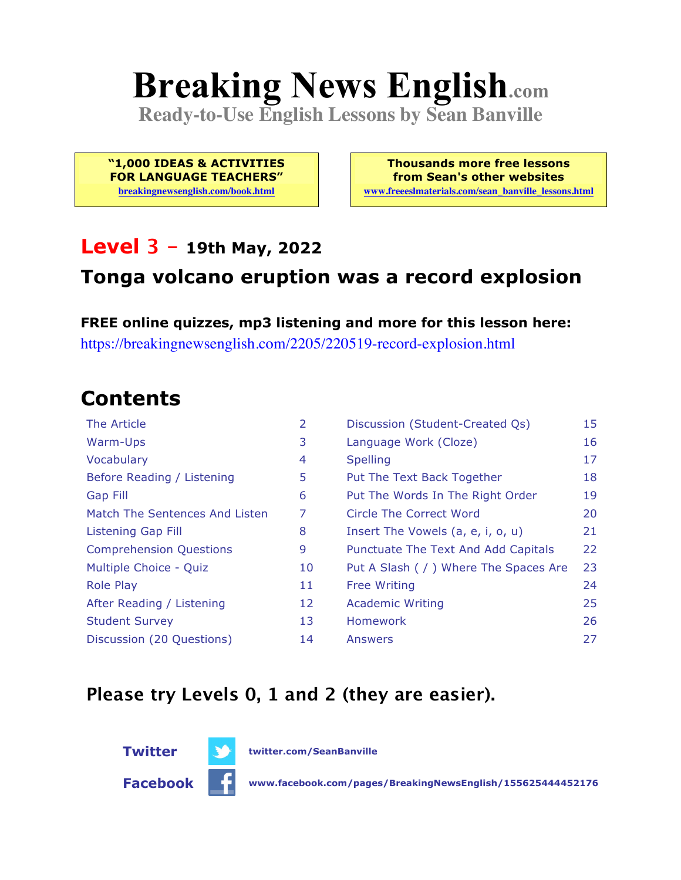# Breaking News English.com

**Ready-to-Use English Lessons by Sean Banville**

**"1,000 IDEAS & ACTIVITIES FOR LANGUAGE TEACHERS"**
breakingnewsenglish.com/book.html

**Thousands more free lessons from Sean's other websites**
www.freeeslmaterials.com/sean_banville_lessons.html

## Level 3 – 19th May, 2022

## Tonga volcano eruption was a record explosion

**FREE online quizzes, mp3 listening and more for this lesson here:**
https://breakingnewsenglish.com/2205/220519-record-explosion.html

## Contents

| | | | |
|---|---|---|---|
| The Article | 2 | Discussion (Student-Created Qs) | 15 |
| Warm-Ups | 3 | Language Work (Cloze) | 16 |
| Vocabulary | 4 | Spelling | 17 |
| Before Reading / Listening | 5 | Put The Text Back Together | 18 |
| Gap Fill | 6 | Put The Words In The Right Order | 19 |
| Match The Sentences And Listen | 7 | Circle The Correct Word | 20 |
| Listening Gap Fill | 8 | Insert The Vowels (a, e, i, o, u) | 21 |
| Comprehension Questions | 9 | Punctuate The Text And Add Capitals | 22 |
| Multiple Choice - Quiz | 10 | Put A Slash ( / ) Where The Spaces Are | 23 |
| Role Play | 11 | Free Writing | 24 |
| After Reading / Listening | 12 | Academic Writing | 25 |
| Student Survey | 13 | Homework | 26 |
| Discussion (20 Questions) | 14 | Answers | 27 |

**Please try Levels 0, 1 and 2 (they are easier).**

**Twitter** twitter.com/SeanBanville

**Facebook** www.facebook.com/pages/BreakingNewsEnglish/155625444452176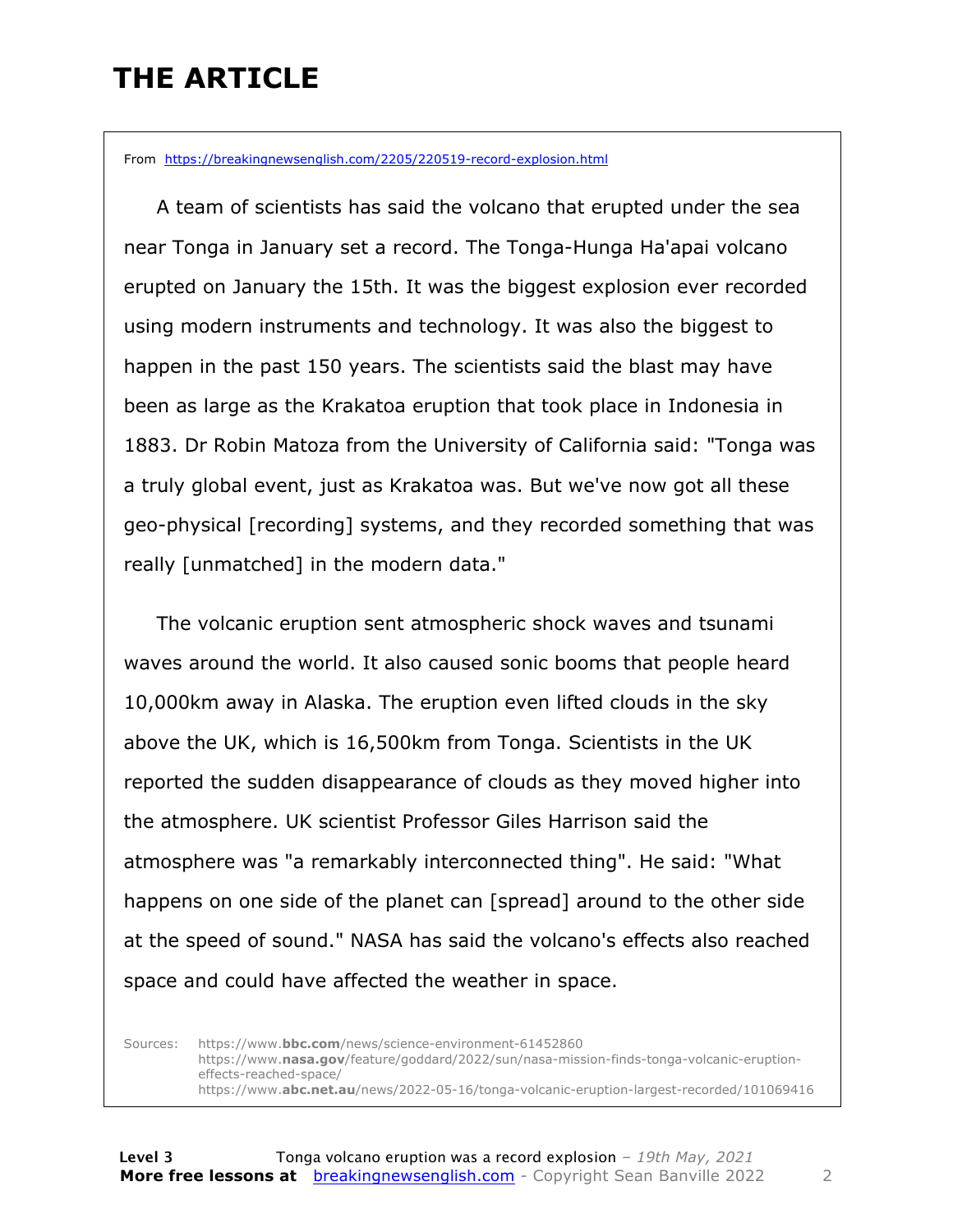# THE ARTICLE

From https://breakingnewsenglish.com/2205/220519-record-explosion.html

A team of scientists has said the volcano that erupted under the sea near Tonga in January set a record. The Tonga-Hunga Ha'apai volcano erupted on January the 15th. It was the biggest explosion ever recorded using modern instruments and technology. It was also the biggest to happen in the past 150 years. The scientists said the blast may have been as large as the Krakatoa eruption that took place in Indonesia in 1883. Dr Robin Matoza from the University of California said: "Tonga was a truly global event, just as Krakatoa was. But we've now got all these geo-physical [recording] systems, and they recorded something that was really [unmatched] in the modern data."

The volcanic eruption sent atmospheric shock waves and tsunami waves around the world. It also caused sonic booms that people heard 10,000km away in Alaska. The eruption even lifted clouds in the sky above the UK, which is 16,500km from Tonga. Scientists in the UK reported the sudden disappearance of clouds as they moved higher into the atmosphere. UK scientist Professor Giles Harrison said the atmosphere was "a remarkably interconnected thing". He said: "What happens on one side of the planet can [spread] around to the other side at the speed of sound." NASA has said the volcano's effects also reached space and could have affected the weather in space.

Sources:
https://www.**bbc.com**/news/science-environment-61452860
https://www.**nasa.gov**/feature/goddard/2022/sun/nasa-mission-finds-tonga-volcanic-eruption-effects-reached-space/
https://www.**abc.net.au**/news/2022-05-16/tonga-volcanic-eruption-largest-recorded/101069416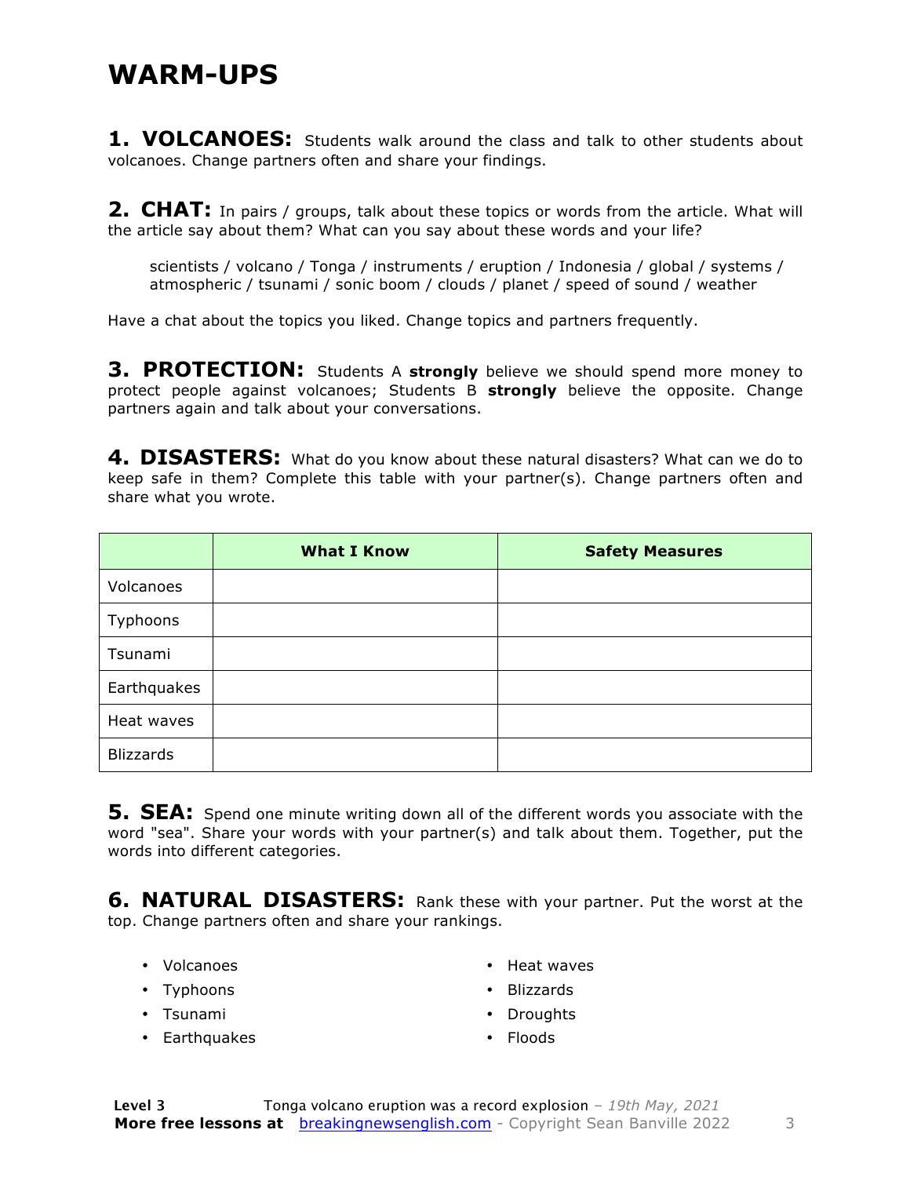# WARM-UPS

**1. VOLCANOES:** Students walk around the class and talk to other students about volcanoes. Change partners often and share your findings.

**2. CHAT:** In pairs / groups, talk about these topics or words from the article. What will the article say about them? What can you say about these words and your life?

scientists / volcano / Tonga / instruments / eruption / Indonesia / global / systems / atmospheric / tsunami / sonic boom / clouds / planet / speed of sound / weather

Have a chat about the topics you liked. Change topics and partners frequently.

**3. PROTECTION:** Students A **strongly** believe we should spend more money to protect people against volcanoes; Students B **strongly** believe the opposite. Change partners again and talk about your conversations.

**4. DISASTERS:** What do you know about these natural disasters? What can we do to keep safe in them? Complete this table with your partner(s). Change partners often and share what you wrote.

| | What I Know | Safety Measures |
|---|---|---|
| Volcanoes | | |
| Typhoons | | |
| Tsunami | | |
| Earthquakes | | |
| Heat waves | | |
| Blizzards | | |

**5. SEA:** Spend one minute writing down all of the different words you associate with the word "sea". Share your words with your partner(s) and talk about them. Together, put the words into different categories.

**6. NATURAL DISASTERS:** Rank these with your partner. Put the worst at the top. Change partners often and share your rankings.

- Volcanoes
- Typhoons
- Tsunami
- Earthquakes
- Heat waves
- Blizzards
- Droughts
- Floods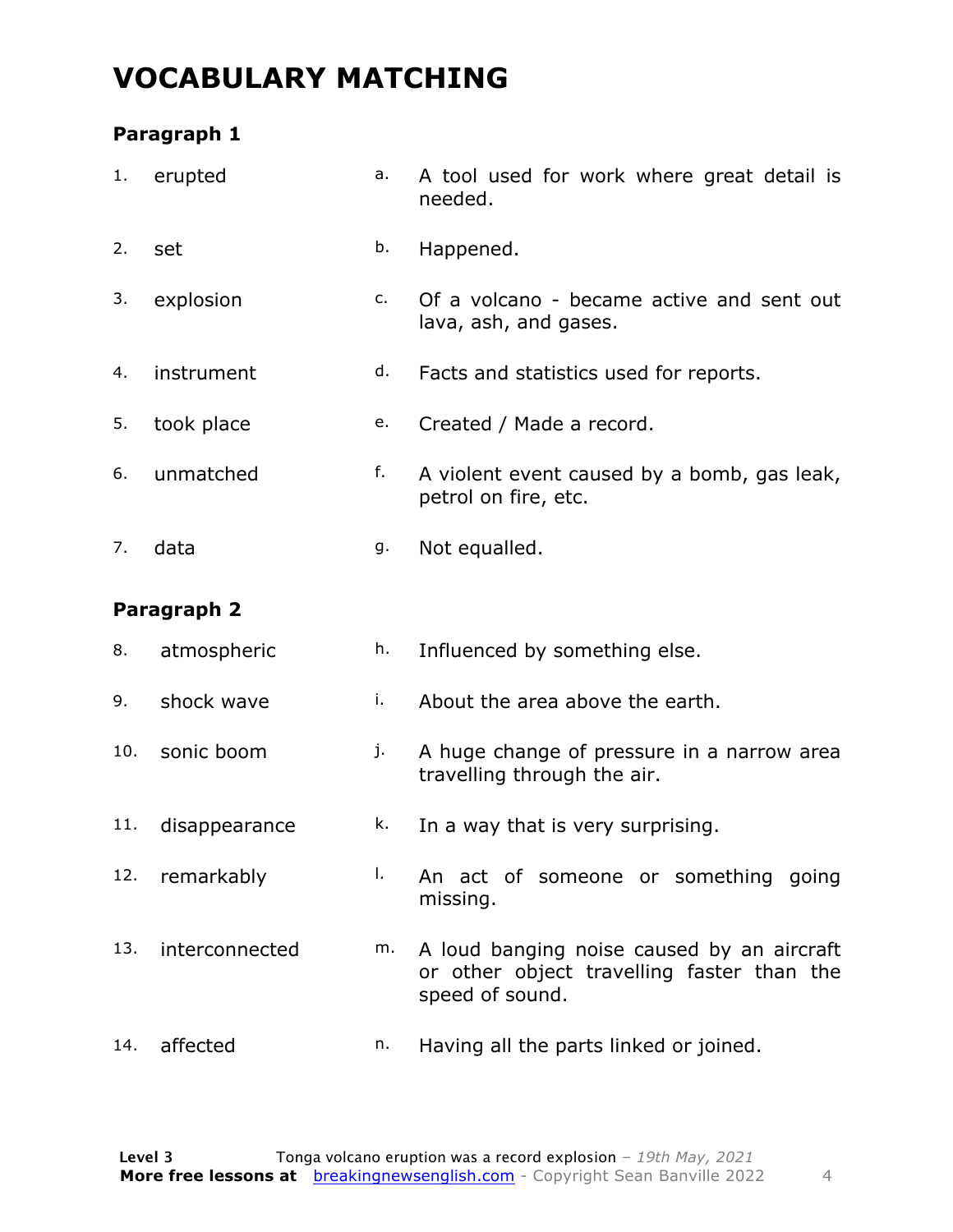# VOCABULARY MATCHING

### Paragraph 1

| | | | |
|---|---|---|---|
| 1. | erupted | a. | A tool used for work where great detail is needed. |
| 2. | set | b. | Happened. |
| 3. | explosion | c. | Of a volcano - became active and sent out lava, ash, and gases. |
| 4. | instrument | d. | Facts and statistics used for reports. |
| 5. | took place | e. | Created / Made a record. |
| 6. | unmatched | f. | A violent event caused by a bomb, gas leak, petrol on fire, etc. |
| 7. | data | g. | Not equalled. |

### Paragraph 2

| | | | |
|---|---|---|---|
| 8. | atmospheric | h. | Influenced by something else. |
| 9. | shock wave | i. | About the area above the earth. |
| 10. | sonic boom | j. | A huge change of pressure in a narrow area travelling through the air. |
| 11. | disappearance | k. | In a way that is very surprising. |
| 12. | remarkably | l. | An act of someone or something going missing. |
| 13. | interconnected | m. | A loud banging noise caused by an aircraft or other object travelling faster than the speed of sound. |
| 14. | affected | n. | Having all the parts linked or joined. |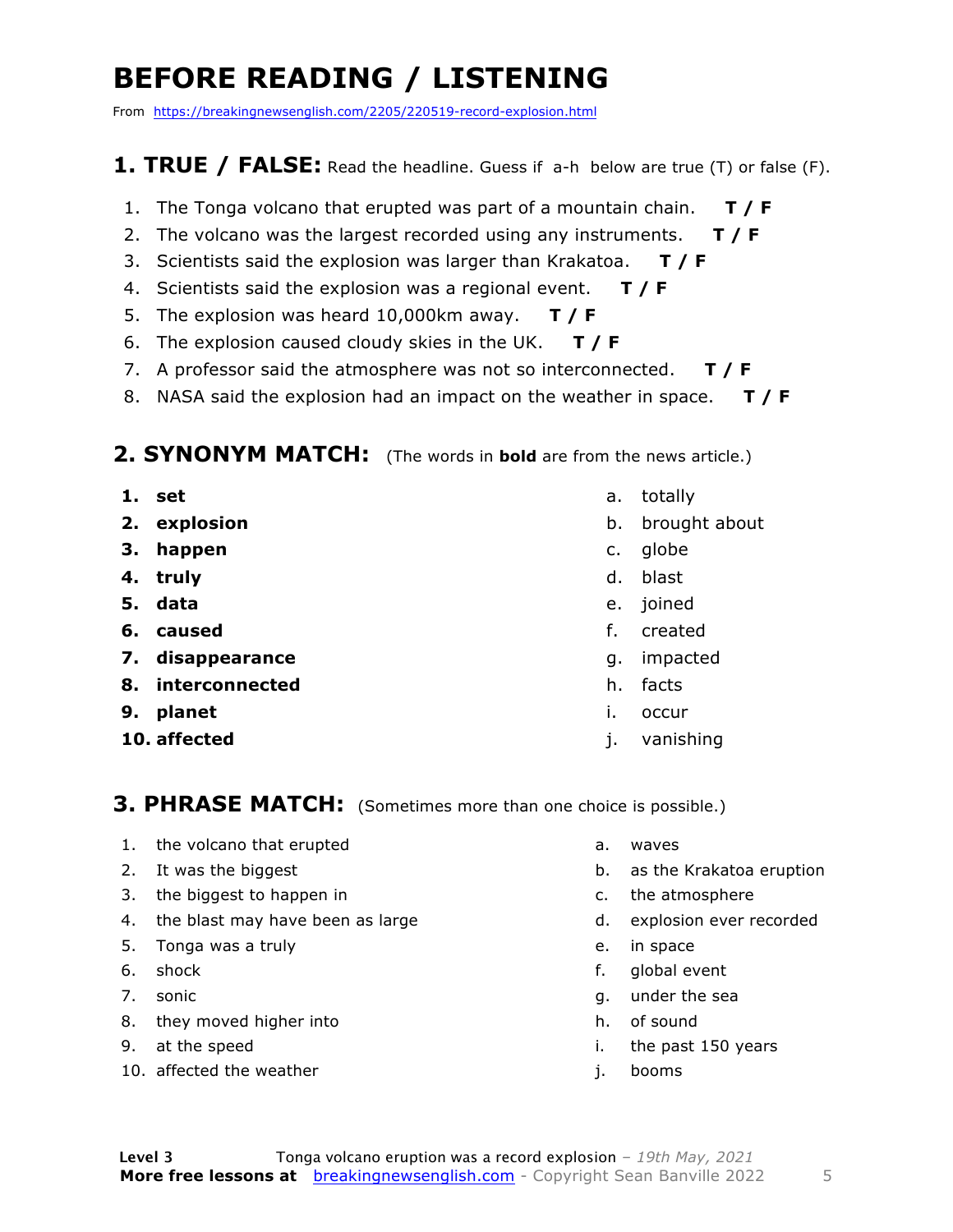# BEFORE READING / LISTENING

From https://breakingnewsenglish.com/2205/220519-record-explosion.html

## 1. TRUE / FALSE: Read the headline. Guess if a-h below are true (T) or false (F).

1. The Tonga volcano that erupted was part of a mountain chain. **T / F**
2. The volcano was the largest recorded using any instruments. **T / F**
3. Scientists said the explosion was larger than Krakatoa. **T / F**
4. Scientists said the explosion was a regional event. **T / F**
5. The explosion was heard 10,000km away. **T / F**
6. The explosion caused cloudy skies in the UK. **T / F**
7. A professor said the atmosphere was not so interconnected. **T / F**
8. NASA said the explosion had an impact on the weather in space. **T / F**

## 2. SYNONYM MATCH: (The words in **bold** are from the news article.)

1. **set**
2. **explosion**
3. **happen**
4. **truly**
5. **data**
6. **caused**
7. **disappearance**
8. **interconnected**
9. **planet**
10. **affected**

a. totally
b. brought about
c. globe
d. blast
e. joined
f. created
g. impacted
h. facts
i. occur
j. vanishing

## 3. PHRASE MATCH: (Sometimes more than one choice is possible.)

1. the volcano that erupted
2. It was the biggest
3. the biggest to happen in
4. the blast may have been as large
5. Tonga was a truly
6. shock
7. sonic
8. they moved higher into
9. at the speed
10. affected the weather

a. waves
b. as the Krakatoa eruption
c. the atmosphere
d. explosion ever recorded
e. in space
f. global event
g. under the sea
h. of sound
i. the past 150 years
j. booms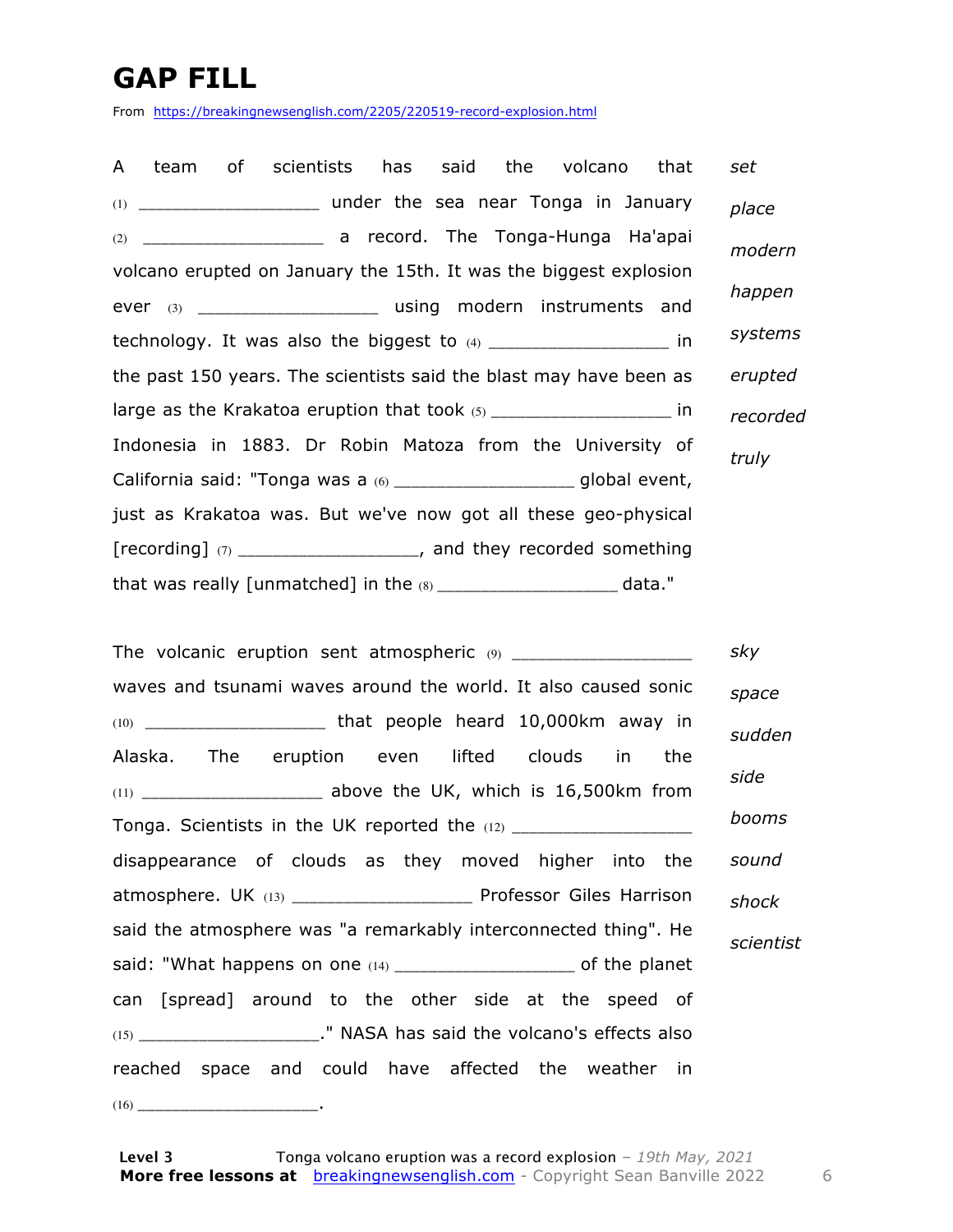# GAP FILL

From https://breakingnewsenglish.com/2205/220519-record-explosion.html

A team of scientists has said the volcano that (1) \_\_\_\_\_\_\_\_\_\_\_\_\_\_\_\_\_\_ under the sea near Tonga in January (2) \_\_\_\_\_\_\_\_\_\_\_\_\_\_\_\_\_\_ a record. The Tonga-Hunga Ha'apai volcano erupted on January the 15th. It was the biggest explosion ever (3) \_\_\_\_\_\_\_\_\_\_\_\_\_\_\_\_\_\_ using modern instruments and technology. It was also the biggest to (4) \_\_\_\_\_\_\_\_\_\_\_\_\_\_\_\_\_\_ in the past 150 years. The scientists said the blast may have been as large as the Krakatoa eruption that took (5) \_\_\_\_\_\_\_\_\_\_\_\_\_\_\_\_\_\_ in Indonesia in 1883. Dr Robin Matoza from the University of California said: "Tonga was a (6) \_\_\_\_\_\_\_\_\_\_\_\_\_\_\_\_\_\_ global event, just as Krakatoa was. But we've now got all these geo-physical [recording] (7) \_\_\_\_\_\_\_\_\_\_\_\_\_\_\_\_\_\_, and they recorded something that was really [unmatched] in the (8) \_\_\_\_\_\_\_\_\_\_\_\_\_\_\_\_\_\_ data."

*set*
*place*
*modern*
*happen*
*systems*
*erupted*
*recorded*
*truly*

The volcanic eruption sent atmospheric (9) \_\_\_\_\_\_\_\_\_\_\_\_\_\_\_\_\_\_ waves and tsunami waves around the world. It also caused sonic (10) \_\_\_\_\_\_\_\_\_\_\_\_\_\_\_\_\_\_ that people heard 10,000km away in Alaska. The eruption even lifted clouds in the (11) \_\_\_\_\_\_\_\_\_\_\_\_\_\_\_\_\_\_ above the UK, which is 16,500km from Tonga. Scientists in the UK reported the (12) \_\_\_\_\_\_\_\_\_\_\_\_\_\_\_\_\_\_ disappearance of clouds as they moved higher into the atmosphere. UK (13) \_\_\_\_\_\_\_\_\_\_\_\_\_\_\_\_\_\_ Professor Giles Harrison said the atmosphere was "a remarkably interconnected thing". He said: "What happens on one (14) \_\_\_\_\_\_\_\_\_\_\_\_\_\_\_\_\_\_ of the planet can [spread] around to the other side at the speed of (15) \_\_\_\_\_\_\_\_\_\_\_\_\_\_\_\_\_\_." NASA has said the volcano's effects also reached space and could have affected the weather in (16) \_\_\_\_\_\_\_\_\_\_\_\_\_\_\_\_\_\_.

*sky*
*space*
*sudden*
*side*
*booms*
*sound*
*shock*
*scientist*

**Level 3** Tonga volcano eruption was a record explosion – *19th May, 2021*
**More free lessons at** breakingnewsenglish.com - Copyright Sean Banville 2022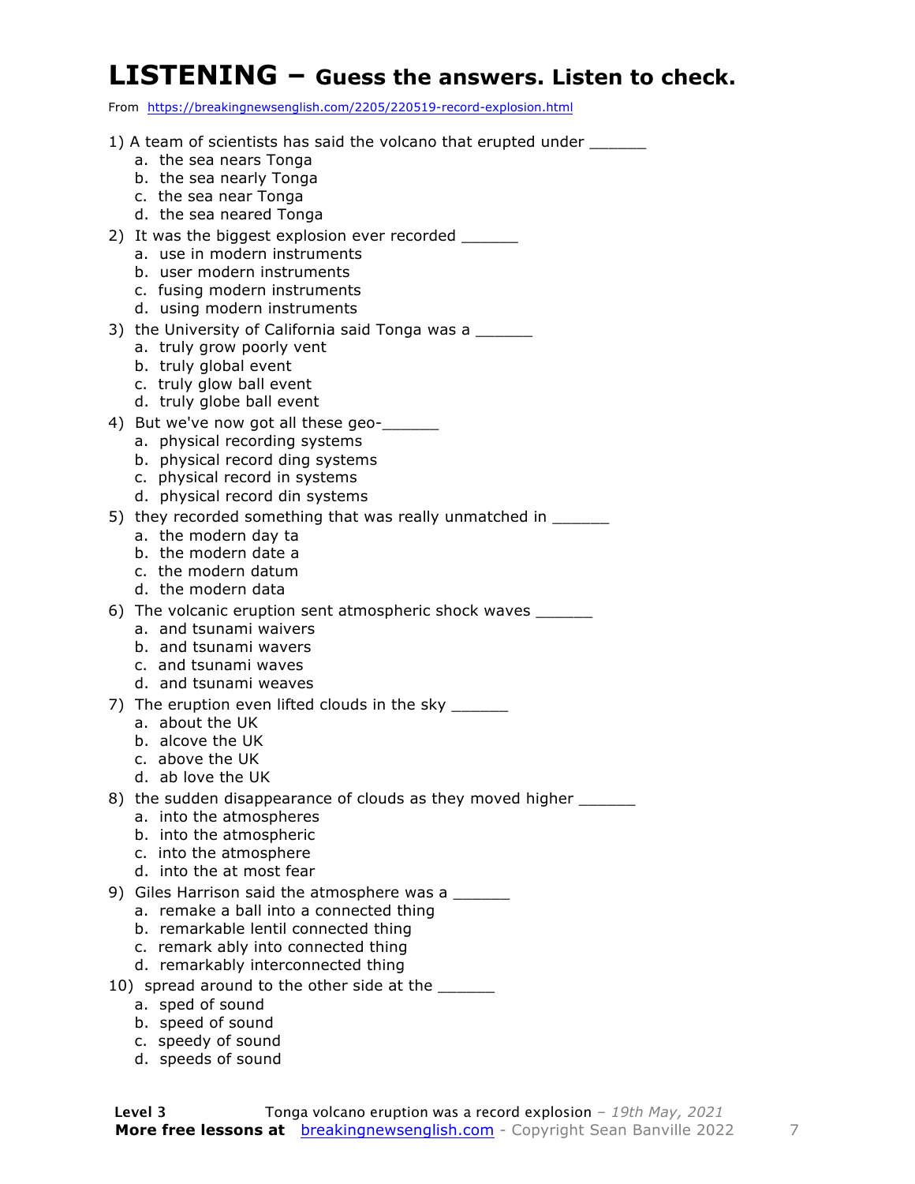# LISTENING – Guess the answers. Listen to check.

From https://breakingnewsenglish.com/2205/220519-record-explosion.html

1) A team of scientists has said the volcano that erupted under ______
   a. the sea nears Tonga
   b. the sea nearly Tonga
   c. the sea near Tonga
   d. the sea neared Tonga

2) It was the biggest explosion ever recorded ______
   a. use in modern instruments
   b. user modern instruments
   c. fusing modern instruments
   d. using modern instruments

3) the University of California said Tonga was a ______
   a. truly grow poorly vent
   b. truly global event
   c. truly glow ball event
   d. truly globe ball event

4) But we've now got all these geo-______
   a. physical recording systems
   b. physical record ding systems
   c. physical record in systems
   d. physical record din systems

5) they recorded something that was really unmatched in ______
   a. the modern day ta
   b. the modern date a
   c. the modern datum
   d. the modern data

6) The volcanic eruption sent atmospheric shock waves ______
   a. and tsunami waivers
   b. and tsunami wavers
   c. and tsunami waves
   d. and tsunami weaves

7) The eruption even lifted clouds in the sky ______
   a. about the UK
   b. alcove the UK
   c. above the UK
   d. ab love the UK

8) the sudden disappearance of clouds as they moved higher ______
   a. into the atmospheres
   b. into the atmospheric
   c. into the atmosphere
   d. into the at most fear

9) Giles Harrison said the atmosphere was a ______
   a. remake a ball into a connected thing
   b. remarkable lentil connected thing
   c. remark ably into connected thing
   d. remarkably interconnected thing

10) spread around to the other side at the ______
   a. sped of sound
   b. speed of sound
   c. speedy of sound
   d. speeds of sound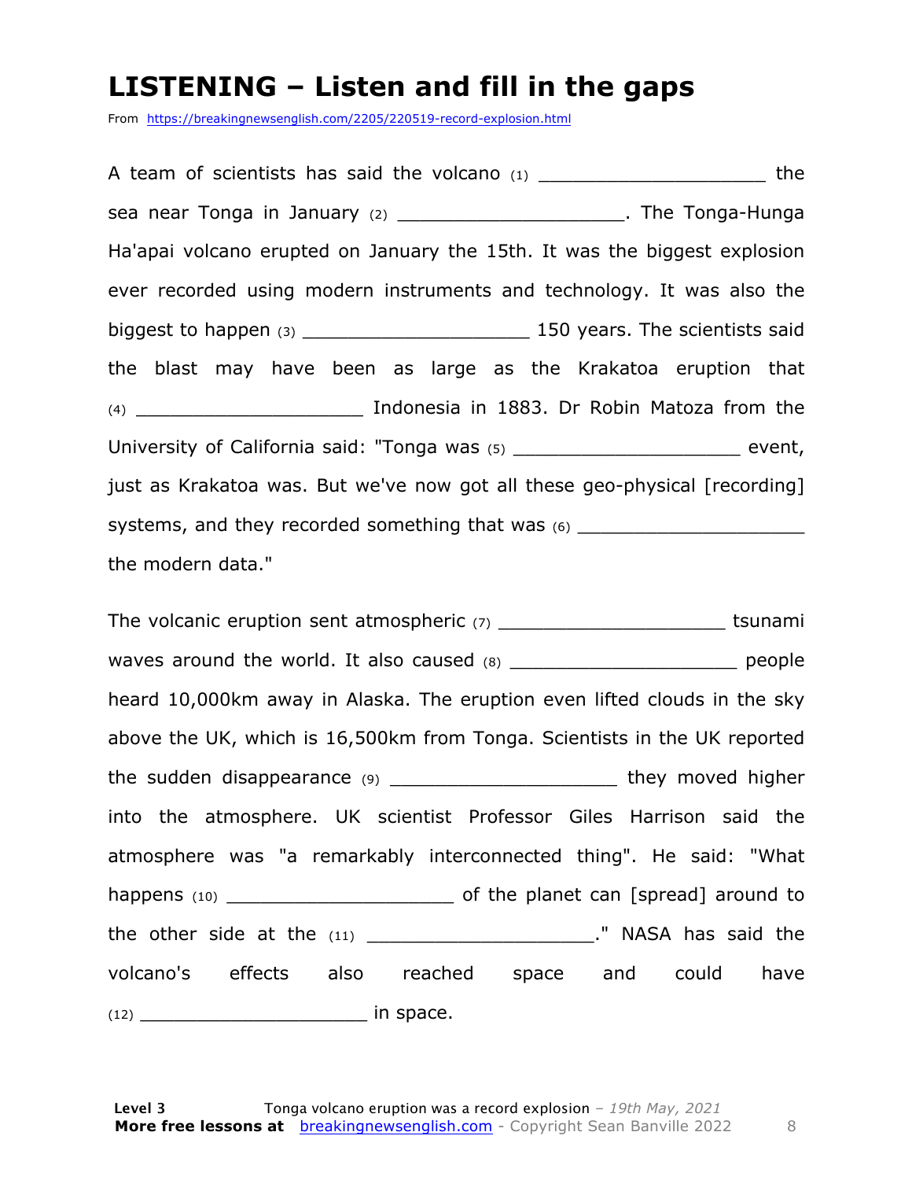# LISTENING – Listen and fill in the gaps

From https://breakingnewsenglish.com/2205/220519-record-explosion.html

A team of scientists has said the volcano (1) ____________________ the sea near Tonga in January (2) ____________________. The Tonga-Hunga Ha'apai volcano erupted on January the 15th. It was the biggest explosion ever recorded using modern instruments and technology. It was also the biggest to happen (3) ____________________ 150 years. The scientists said the blast may have been as large as the Krakatoa eruption that (4) ____________________ Indonesia in 1883. Dr Robin Matoza from the University of California said: "Tonga was (5) ____________________ event, just as Krakatoa was. But we've now got all these geo-physical [recording] systems, and they recorded something that was (6) ____________________ the modern data."

The volcanic eruption sent atmospheric (7) ____________________ tsunami waves around the world. It also caused (8) ____________________ people heard 10,000km away in Alaska. The eruption even lifted clouds in the sky above the UK, which is 16,500km from Tonga. Scientists in the UK reported the sudden disappearance (9) ____________________ they moved higher into the atmosphere. UK scientist Professor Giles Harrison said the atmosphere was "a remarkably interconnected thing". He said: "What happens (10) ____________________ of the planet can [spread] around to the other side at the (11) ____________________." NASA has said the volcano's effects also reached space and could have (12) ____________________ in space.

**Level 3** Tonga volcano eruption was a record explosion – *19th May, 2021*
**More free lessons at** breakingnewsenglish.com - Copyright Sean Banville 2022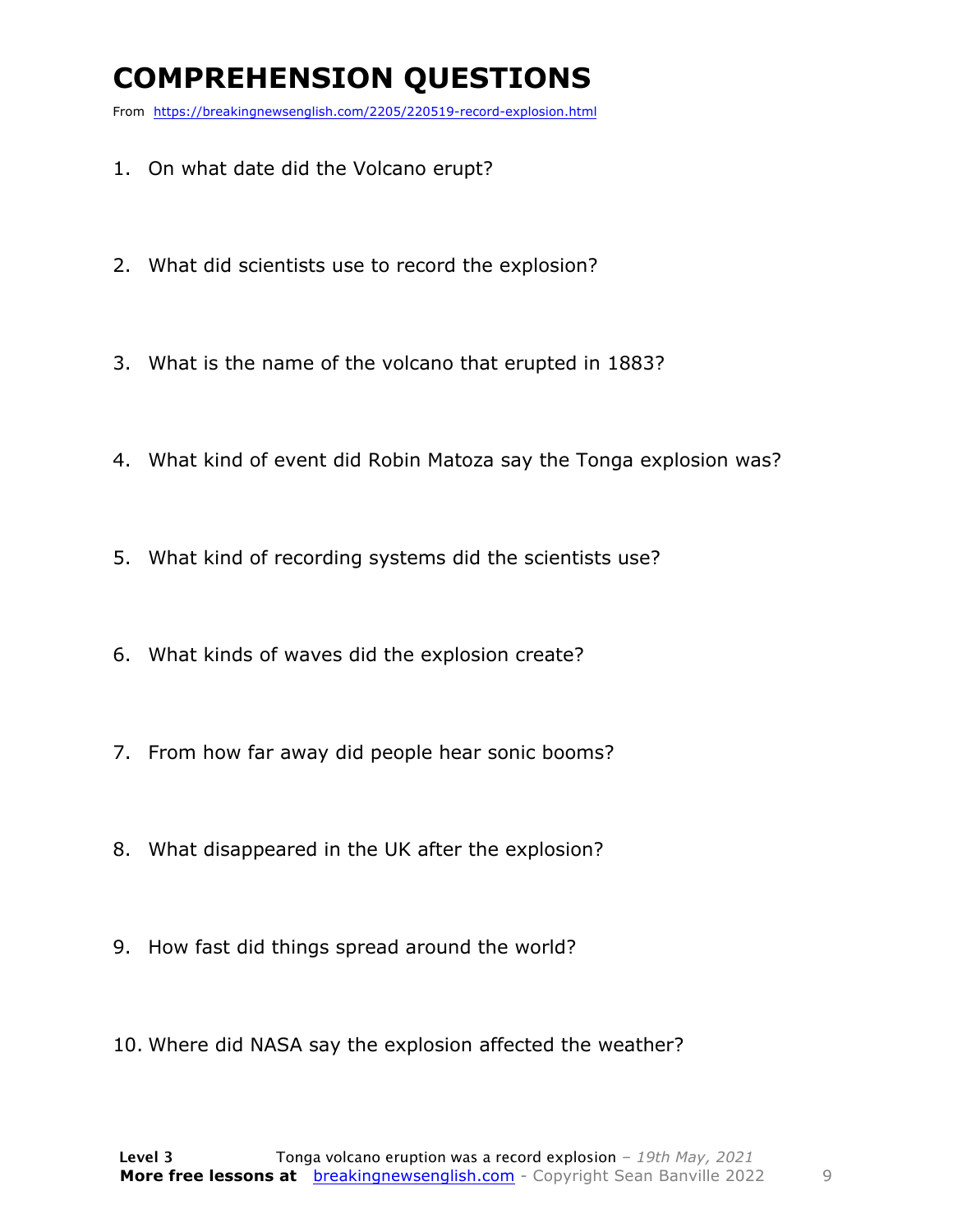# COMPREHENSION QUESTIONS

From https://breakingnewsenglish.com/2205/220519-record-explosion.html

1. On what date did the Volcano erupt?
2. What did scientists use to record the explosion?
3. What is the name of the volcano that erupted in 1883?
4. What kind of event did Robin Matoza say the Tonga explosion was?
5. What kind of recording systems did the scientists use?
6. What kinds of waves did the explosion create?
7. From how far away did people hear sonic booms?
8. What disappeared in the UK after the explosion?
9. How fast did things spread around the world?
10. Where did NASA say the explosion affected the weather?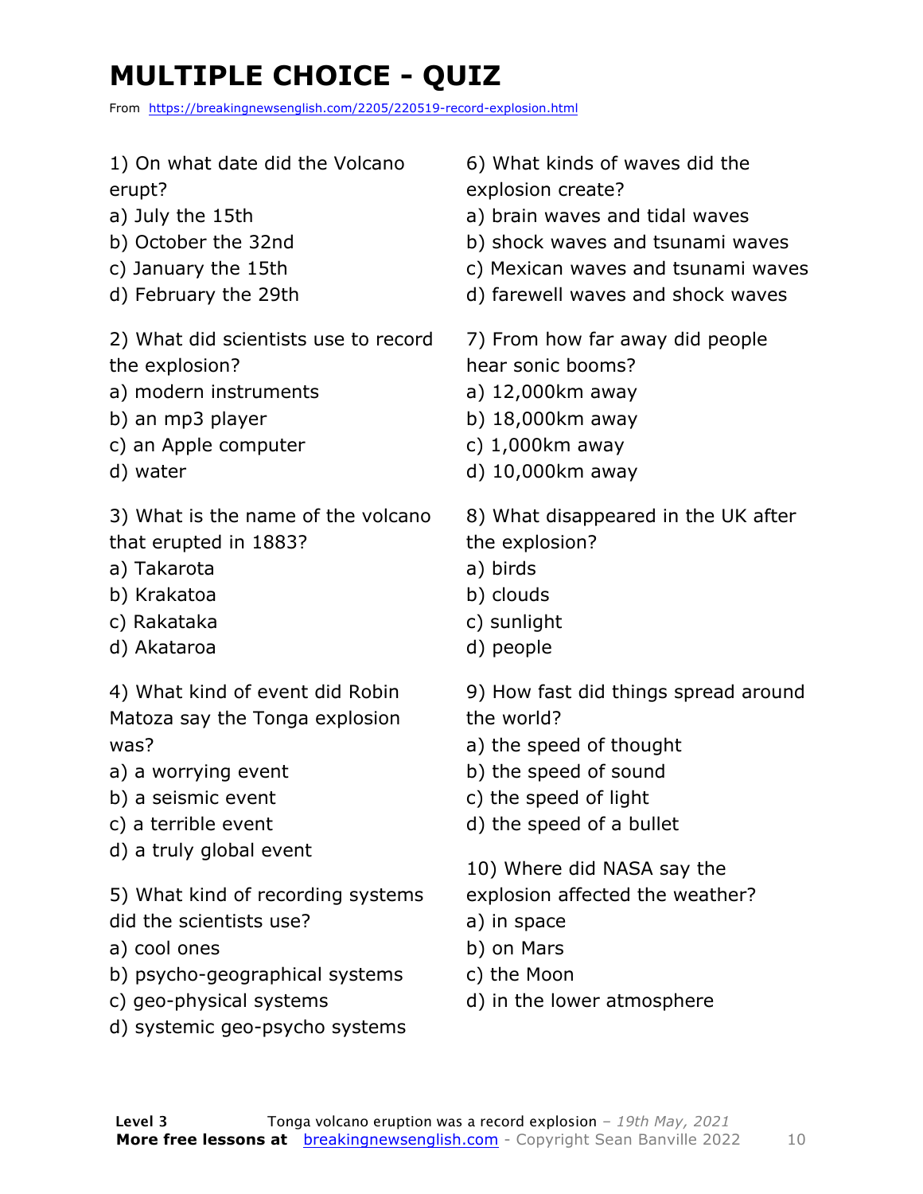# MULTIPLE CHOICE - QUIZ

From https://breakingnewsenglish.com/2205/220519-record-explosion.html

1) On what date did the Volcano erupt?
a) July the 15th
b) October the 32nd
c) January the 15th
d) February the 29th

2) What did scientists use to record the explosion?
a) modern instruments
b) an mp3 player
c) an Apple computer
d) water

3) What is the name of the volcano that erupted in 1883?
a) Takarota
b) Krakatoa
c) Rakataka
d) Akataroa

4) What kind of event did Robin Matoza say the Tonga explosion was?
a) a worrying event
b) a seismic event
c) a terrible event
d) a truly global event

5) What kind of recording systems did the scientists use?
a) cool ones
b) psycho-geographical systems
c) geo-physical systems
d) systemic geo-psycho systems

6) What kinds of waves did the explosion create?
a) brain waves and tidal waves
b) shock waves and tsunami waves
c) Mexican waves and tsunami waves
d) farewell waves and shock waves

7) From how far away did people hear sonic booms?
a) 12,000km away
b) 18,000km away
c) 1,000km away
d) 10,000km away

8) What disappeared in the UK after the explosion?
a) birds
b) clouds
c) sunlight
d) people

9) How fast did things spread around the world?
a) the speed of thought
b) the speed of sound
c) the speed of light
d) the speed of a bullet

10) Where did NASA say the explosion affected the weather?
a) in space
b) on Mars
c) the Moon
d) in the lower atmosphere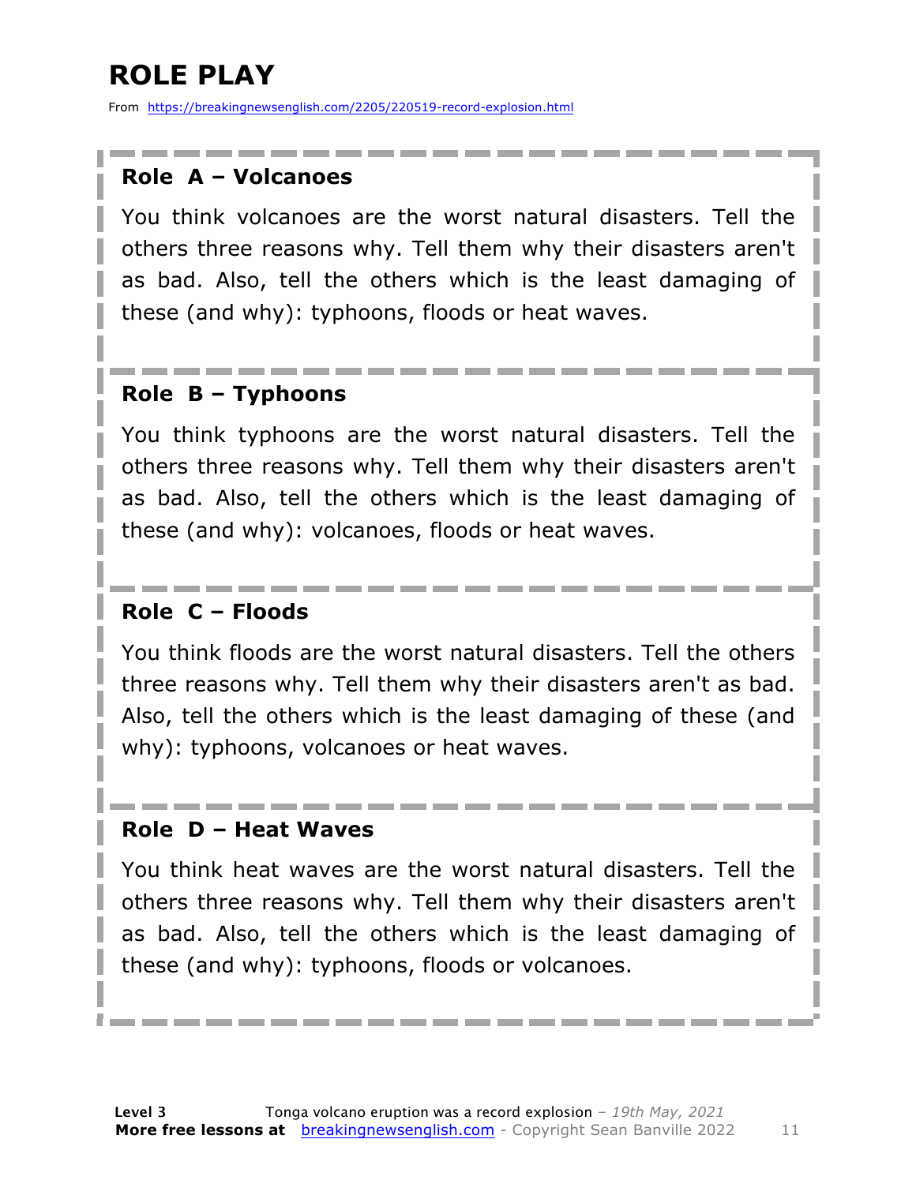# ROLE PLAY

From https://breakingnewsenglish.com/2205/220519-record-explosion.html

### Role A – Volcanoes

You think volcanoes are the worst natural disasters. Tell the others three reasons why. Tell them why their disasters aren't as bad. Also, tell the others which is the least damaging of these (and why): typhoons, floods or heat waves.

### Role B – Typhoons

You think typhoons are the worst natural disasters. Tell the others three reasons why. Tell them why their disasters aren't as bad. Also, tell the others which is the least damaging of these (and why): volcanoes, floods or heat waves.

### Role C – Floods

You think floods are the worst natural disasters. Tell the others three reasons why. Tell them why their disasters aren't as bad. Also, tell the others which is the least damaging of these (and why): typhoons, volcanoes or heat waves.

### Role D – Heat Waves

You think heat waves are the worst natural disasters. Tell the others three reasons why. Tell them why their disasters aren't as bad. Also, tell the others which is the least damaging of these (and why): typhoons, floods or volcanoes.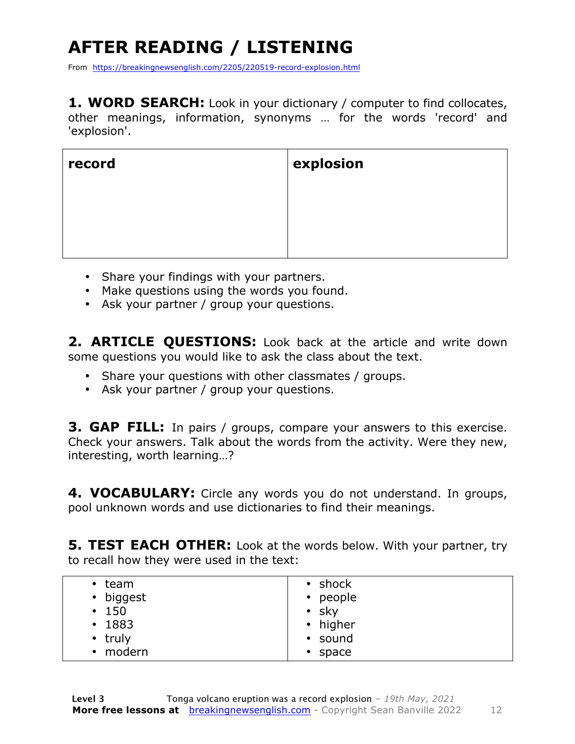# AFTER READING / LISTENING

From https://breakingnewsenglish.com/2205/220519-record-explosion.html

**1. WORD SEARCH:** Look in your dictionary / computer to find collocates, other meanings, information, synonyms … for the words 'record' and 'explosion'.

| record | explosion |
|---|---|
| | |

- Share your findings with your partners.
- Make questions using the words you found.
- Ask your partner / group your questions.

**2. ARTICLE QUESTIONS:** Look back at the article and write down some questions you would like to ask the class about the text.

- Share your questions with other classmates / groups.
- Ask your partner / group your questions.

**3. GAP FILL:** In pairs / groups, compare your answers to this exercise. Check your answers. Talk about the words from the activity. Were they new, interesting, worth learning…?

**4. VOCABULARY:** Circle any words you do not understand. In groups, pool unknown words and use dictionaries to find their meanings.

**5. TEST EACH OTHER:** Look at the words below. With your partner, try to recall how they were used in the text:

| | |
|---|---|
| • team<br>• biggest<br>• 150<br>• 1883<br>• truly<br>• modern | • shock<br>• people<br>• sky<br>• higher<br>• sound<br>• space |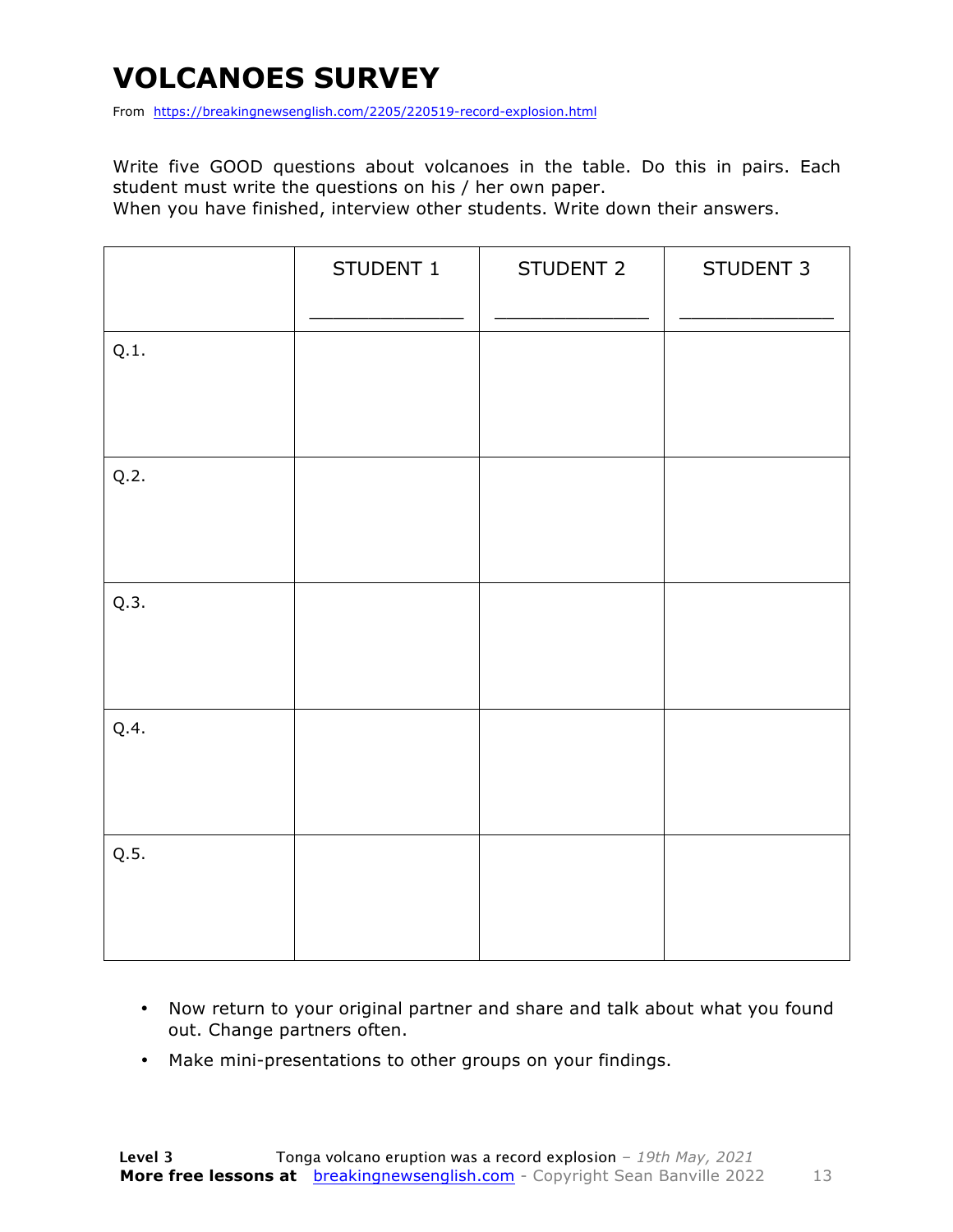# VOLCANOES SURVEY

From https://breakingnewsenglish.com/2205/220519-record-explosion.html

Write five GOOD questions about volcanoes in the table. Do this in pairs. Each student must write the questions on his / her own paper.
When you have finished, interview other students. Write down their answers.

| | STUDENT 1<br>_____________ | STUDENT 2<br>_____________ | STUDENT 3<br>_____________ |
|---|---|---|---|
| Q.1. | | | |
| Q.2. | | | |
| Q.3. | | | |
| Q.4. | | | |
| Q.5. | | | |

- Now return to your original partner and share and talk about what you found out. Change partners often.
- Make mini-presentations to other groups on your findings.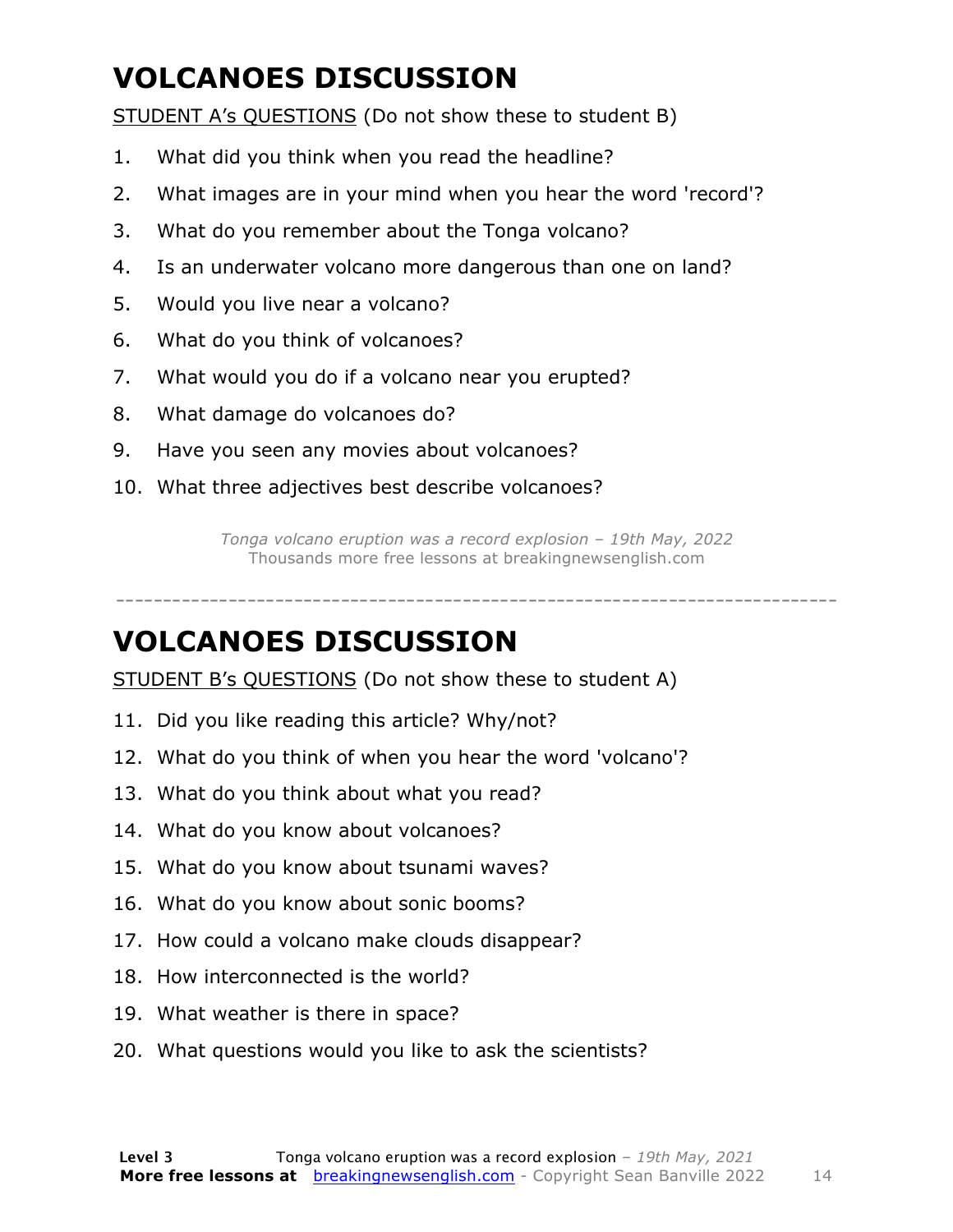# VOLCANOES DISCUSSION

STUDENT A's QUESTIONS (Do not show these to student B)

1. What did you think when you read the headline?
2. What images are in your mind when you hear the word 'record'?
3. What do you remember about the Tonga volcano?
4. Is an underwater volcano more dangerous than one on land?
5. Would you live near a volcano?
6. What do you think of volcanoes?
7. What would you do if a volcano near you erupted?
8. What damage do volcanoes do?
9. Have you seen any movies about volcanoes?
10. What three adjectives best describe volcanoes?

*Tonga volcano eruption was a record explosion – 19th May, 2022*
Thousands more free lessons at breakingnewsenglish.com

---

# VOLCANOES DISCUSSION

STUDENT B's QUESTIONS (Do not show these to student A)

11. Did you like reading this article? Why/not?
12. What do you think of when you hear the word 'volcano'?
13. What do you think about what you read?
14. What do you know about volcanoes?
15. What do you know about tsunami waves?
16. What do you know about sonic booms?
17. How could a volcano make clouds disappear?
18. How interconnected is the world?
19. What weather is there in space?
20. What questions would you like to ask the scientists?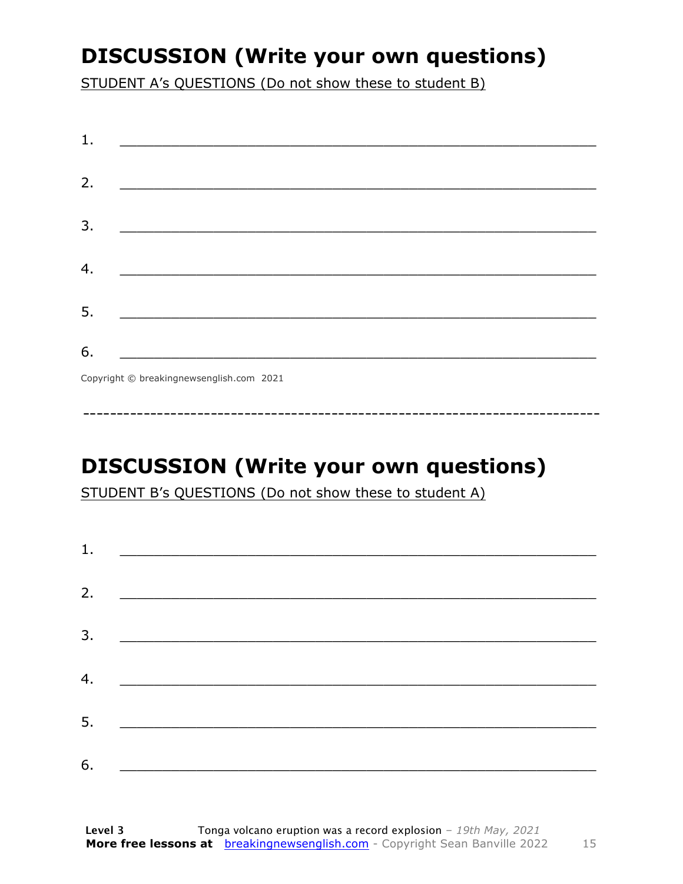## DISCUSSION (Write your own questions)

STUDENT A's QUESTIONS (Do not show these to student B)

1. ___________________________________________________________

2. ___________________________________________________________

3. ___________________________________________________________

4. ___________________________________________________________

5. ___________________________________________________________

6. ___________________________________________________________

Copyright © breakingnewsenglish.com 2021

---

## DISCUSSION (Write your own questions)

STUDENT B's QUESTIONS (Do not show these to student A)

1. ___________________________________________________________

2. ___________________________________________________________

3. ___________________________________________________________

4. ___________________________________________________________

5. ___________________________________________________________

6. ___________________________________________________________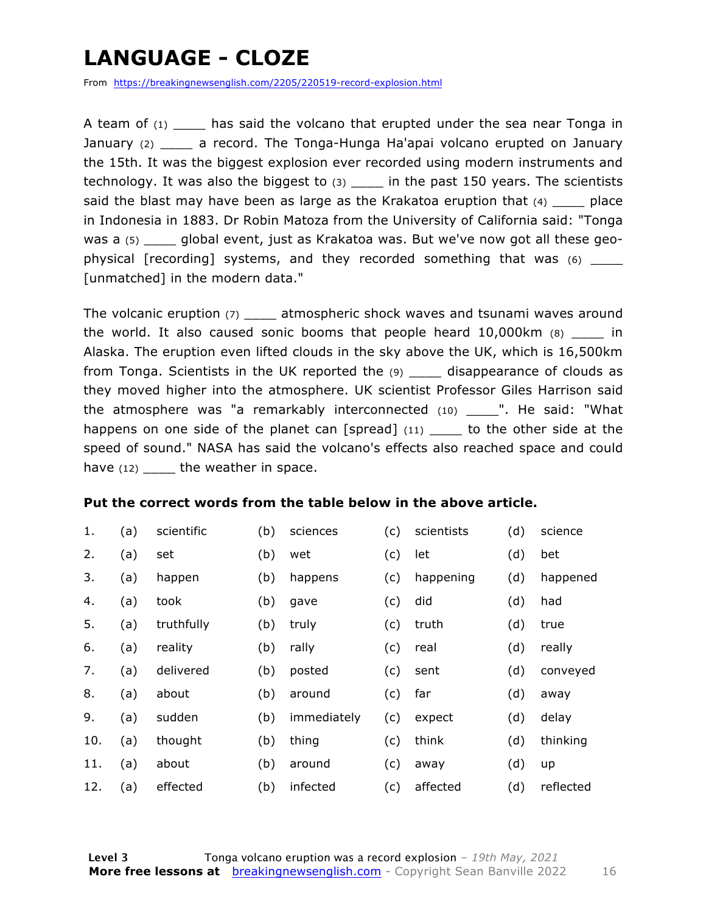# LANGUAGE - CLOZE

From https://breakingnewsenglish.com/2205/220519-record-explosion.html

A team of (1) ____ has said the volcano that erupted under the sea near Tonga in January (2) ____ a record. The Tonga-Hunga Ha'apai volcano erupted on January the 15th. It was the biggest explosion ever recorded using modern instruments and technology. It was also the biggest to (3) ____ in the past 150 years. The scientists said the blast may have been as large as the Krakatoa eruption that (4) ____ place in Indonesia in 1883. Dr Robin Matoza from the University of California said: "Tonga was a (5) ____ global event, just as Krakatoa was. But we've now got all these geo-physical [recording] systems, and they recorded something that was (6) ____ [unmatched] in the modern data."

The volcanic eruption (7) ____ atmospheric shock waves and tsunami waves around the world. It also caused sonic booms that people heard 10,000km (8) ____ in Alaska. The eruption even lifted clouds in the sky above the UK, which is 16,500km from Tonga. Scientists in the UK reported the (9) ____ disappearance of clouds as they moved higher into the atmosphere. UK scientist Professor Giles Harrison said the atmosphere was "a remarkably interconnected (10) ____". He said: "What happens on one side of the planet can [spread] (11) ____ to the other side at the speed of sound." NASA has said the volcano's effects also reached space and could have (12) ____ the weather in space.

**Put the correct words from the table below in the above article.**

| | | | | | | | | |
|---|---|---|---|---|---|---|---|---|
| 1. | (a) | scientific | (b) | sciences | (c) | scientists | (d) | science |
| 2. | (a) | set | (b) | wet | (c) | let | (d) | bet |
| 3. | (a) | happen | (b) | happens | (c) | happening | (d) | happened |
| 4. | (a) | took | (b) | gave | (c) | did | (d) | had |
| 5. | (a) | truthfully | (b) | truly | (c) | truth | (d) | true |
| 6. | (a) | reality | (b) | rally | (c) | real | (d) | really |
| 7. | (a) | delivered | (b) | posted | (c) | sent | (d) | conveyed |
| 8. | (a) | about | (b) | around | (c) | far | (d) | away |
| 9. | (a) | sudden | (b) | immediately | (c) | expect | (d) | delay |
| 10. | (a) | thought | (b) | thing | (c) | think | (d) | thinking |
| 11. | (a) | about | (b) | around | (c) | away | (d) | up |
| 12. | (a) | effected | (b) | infected | (c) | affected | (d) | reflected |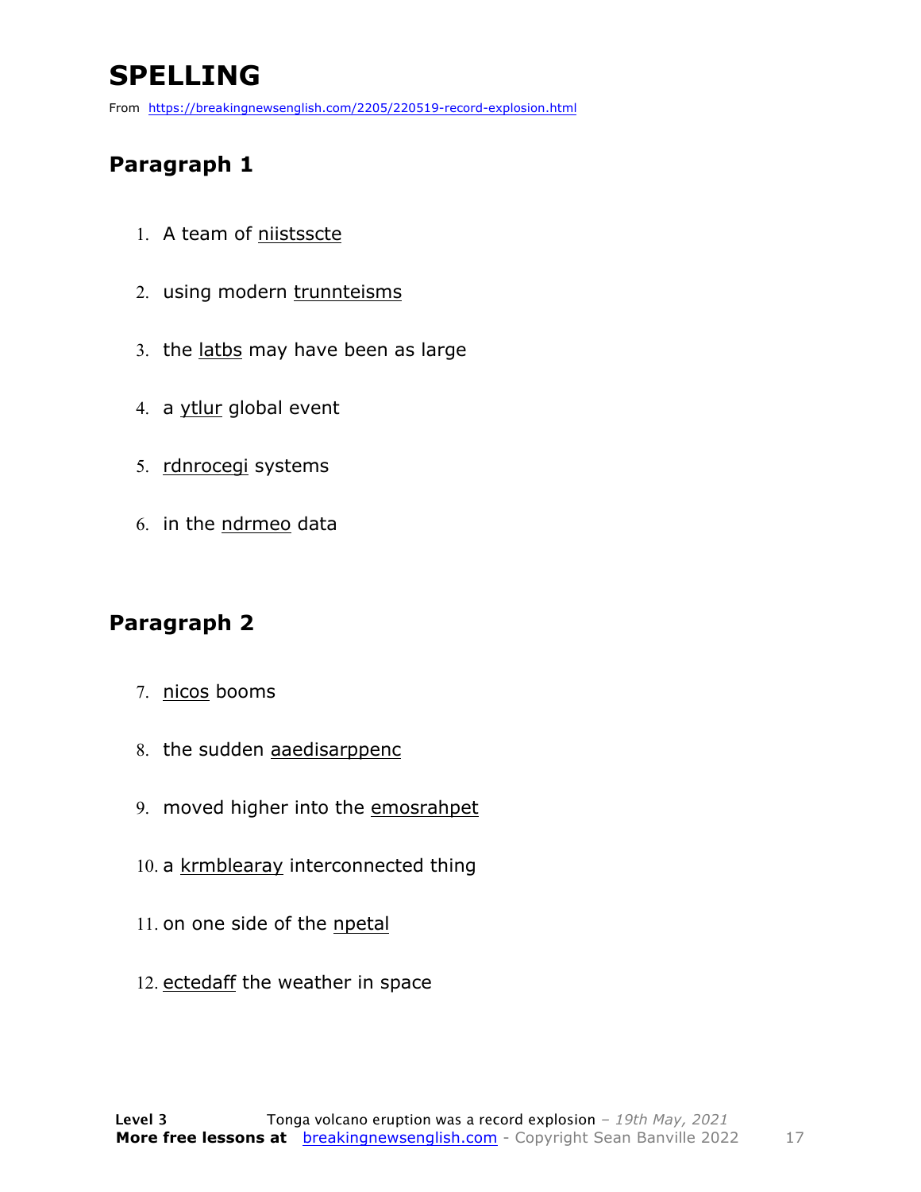# SPELLING

From https://breakingnewsenglish.com/2205/220519-record-explosion.html

## Paragraph 1

1. A team of niistsscte
2. using modern trunnteisms
3. the latbs may have been as large
4. a ytlur global event
5. rdnrocegi systems
6. in the ndrmeo data

## Paragraph 2

7. nicos booms
8. the sudden aaedisarppenc
9. moved higher into the emosrahpet
10. a krmblearay interconnected thing
11. on one side of the npetal
12. ectedaff the weather in space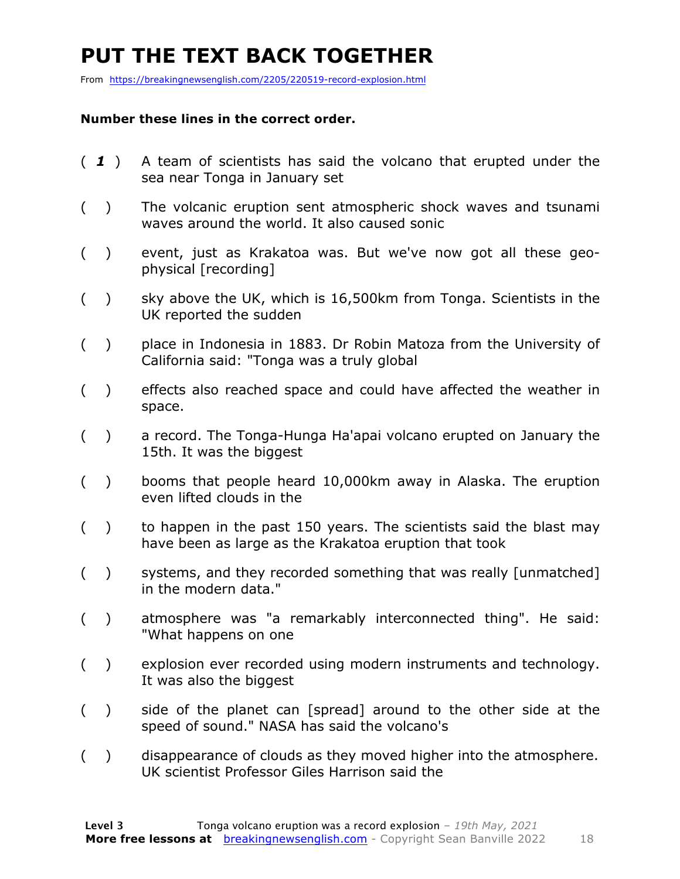# PUT THE TEXT BACK TOGETHER

From https://breakingnewsenglish.com/2205/220519-record-explosion.html

**Number these lines in the correct order.**

( *1* ) A team of scientists has said the volcano that erupted under the sea near Tonga in January set

(   ) The volcanic eruption sent atmospheric shock waves and tsunami waves around the world. It also caused sonic

(   ) event, just as Krakatoa was. But we've now got all these geo-physical [recording]

(   ) sky above the UK, which is 16,500km from Tonga. Scientists in the UK reported the sudden

(   ) place in Indonesia in 1883. Dr Robin Matoza from the University of California said: "Tonga was a truly global

(   ) effects also reached space and could have affected the weather in space.

(   ) a record. The Tonga-Hunga Ha'apai volcano erupted on January the 15th. It was the biggest

(   ) booms that people heard 10,000km away in Alaska. The eruption even lifted clouds in the

(   ) to happen in the past 150 years. The scientists said the blast may have been as large as the Krakatoa eruption that took

(   ) systems, and they recorded something that was really [unmatched] in the modern data."

(   ) atmosphere was "a remarkably interconnected thing". He said: "What happens on one

(   ) explosion ever recorded using modern instruments and technology. It was also the biggest

(   ) side of the planet can [spread] around to the other side at the speed of sound." NASA has said the volcano's

(   ) disappearance of clouds as they moved higher into the atmosphere. UK scientist Professor Giles Harrison said the

**Level 3** Tonga volcano eruption was a record explosion – *19th May, 2021*
**More free lessons at** breakingnewsenglish.com - Copyright Sean Banville 2022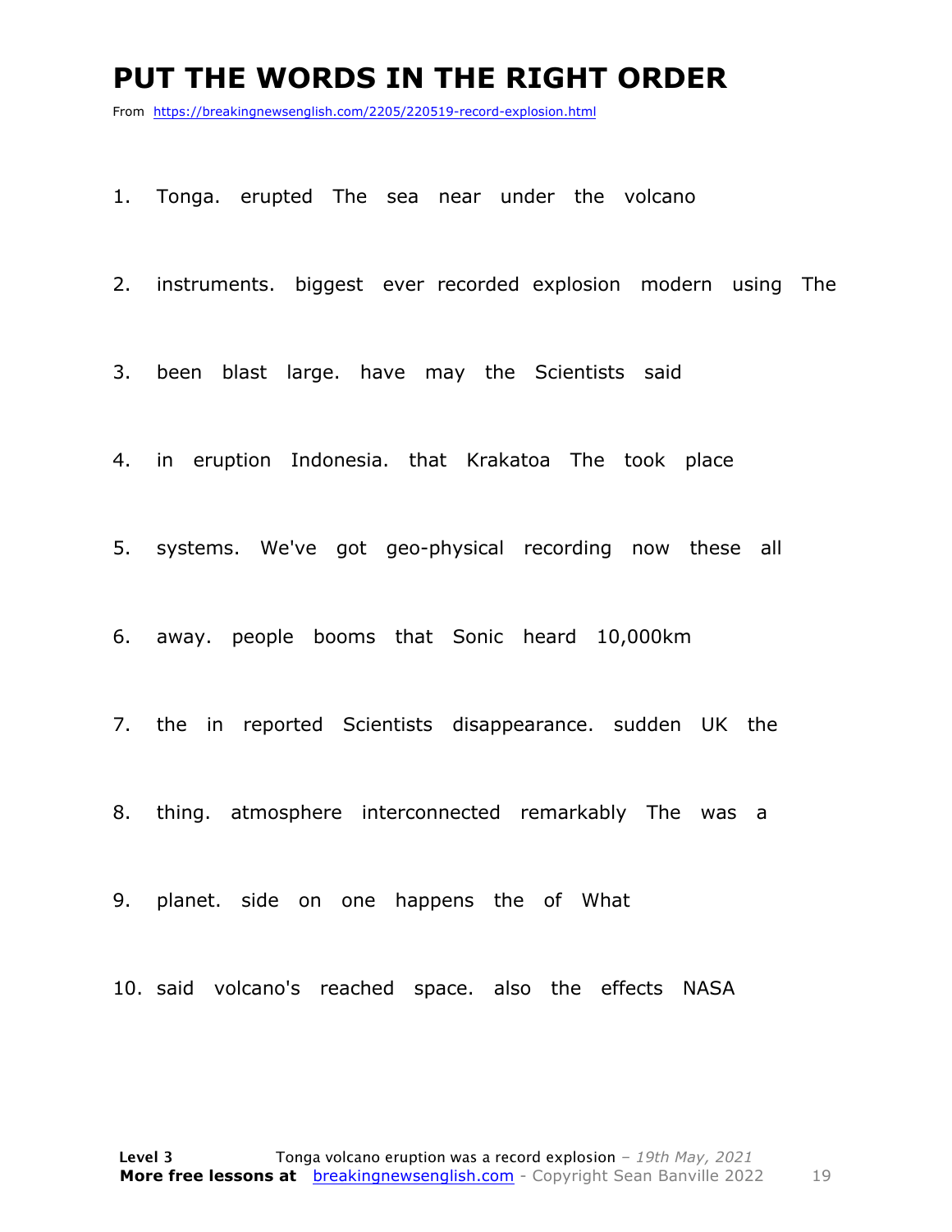# PUT THE WORDS IN THE RIGHT ORDER

From https://breakingnewsenglish.com/2205/220519-record-explosion.html

1. Tonga. erupted The sea near under the volcano

2. instruments. biggest ever recorded explosion modern using The

3. been blast large. have may the Scientists said

4. in eruption Indonesia. that Krakatoa The took place

5. systems. We've got geo-physical recording now these all

6. away. people booms that Sonic heard 10,000km

7. the in reported Scientists disappearance. sudden UK the

8. thing. atmosphere interconnected remarkably The was a

9. planet. side on one happens the of What

10. said volcano's reached space. also the effects NASA

**Level 3** Tonga volcano eruption was a record explosion – *19th May, 2021*
**More free lessons at** breakingnewsenglish.com - Copyright Sean Banville 2022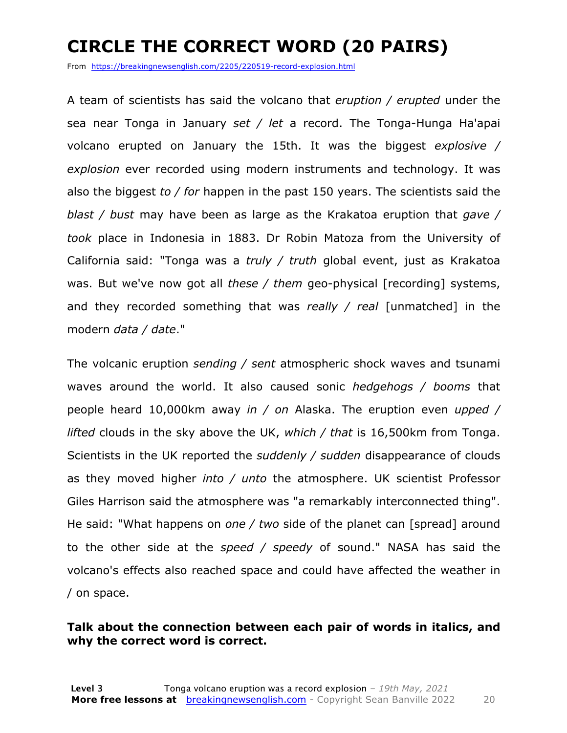# CIRCLE THE CORRECT WORD (20 PAIRS)

From https://breakingnewsenglish.com/2205/220519-record-explosion.html

A team of scientists has said the volcano that *eruption / erupted* under the sea near Tonga in January *set / let* a record. The Tonga-Hunga Ha'apai volcano erupted on January the 15th. It was the biggest *explosive / explosion* ever recorded using modern instruments and technology. It was also the biggest *to / for* happen in the past 150 years. The scientists said the *blast / bust* may have been as large as the Krakatoa eruption that *gave / took* place in Indonesia in 1883. Dr Robin Matoza from the University of California said: "Tonga was a *truly / truth* global event, just as Krakatoa was. But we've now got all *these / them* geo-physical [recording] systems, and they recorded something that was *really / real* [unmatched] in the modern *data / date*."

The volcanic eruption *sending / sent* atmospheric shock waves and tsunami waves around the world. It also caused sonic *hedgehogs / booms* that people heard 10,000km away *in / on* Alaska. The eruption even *upped / lifted* clouds in the sky above the UK, *which / that* is 16,500km from Tonga. Scientists in the UK reported the *suddenly / sudden* disappearance of clouds as they moved higher *into / unto* the atmosphere. UK scientist Professor Giles Harrison said the atmosphere was "a remarkably interconnected thing". He said: "What happens on *one / two* side of the planet can [spread] around to the other side at the *speed / speedy* of sound." NASA has said the volcano's effects also reached space and could have affected the weather in / on space.

**Talk about the connection between each pair of words in italics, and why the correct word is correct.**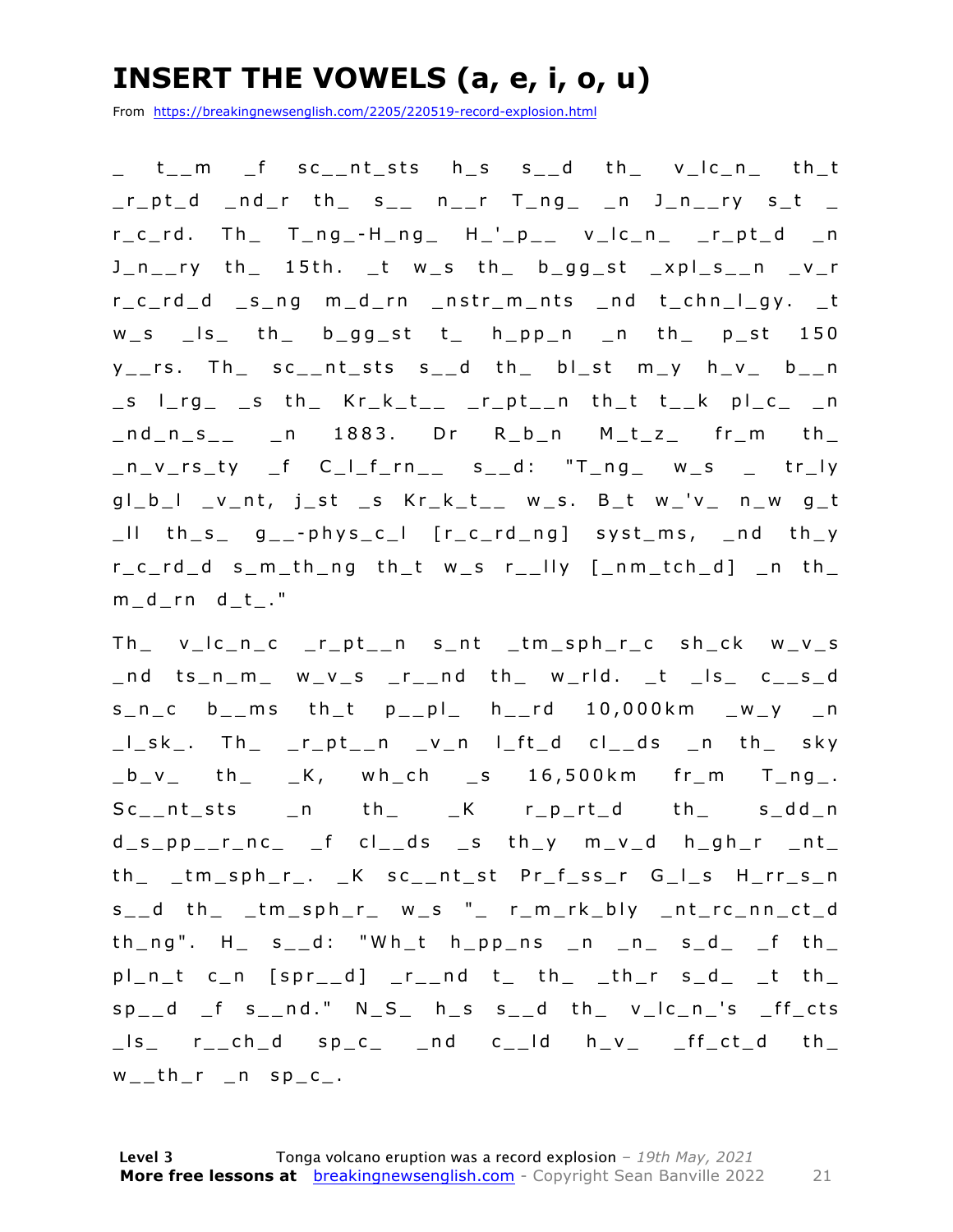# INSERT THE VOWELS (a, e, i, o, u)

From https://breakingnewsenglish.com/2205/220519-record-explosion.html

_ t__m _f sc__nt_sts h_s s__d th_ v_lc_n_ th_t _r_pt_d _nd_r th_ s__ n__r T_ng_ _n J_n__ry s_t _ r_c_rd. Th_ T_ng_-H_ng_ H_'_p__ v_lc_n_ _r_pt_d _n J_n__ry th_ 15th. _t w_s th_ b_gg_st _xpl_s__n _v_r r_c_rd_d _s_ng m_d_rn _nstr_m_nts _nd t_chn_l_gy. _t w_s _ls_ th_ b_gg_st t_ h_pp_n _n th_ p_st 150 y__rs. Th_ sc__nt_sts s__d th_ bl_st m_y h_v_ b__n _s l_rg_ _s th_ Kr_k_t__ _r_pt__n th_t t__k pl_c_ _n _nd_n_s__ _n 1883. Dr R_b_n M_t_z_ fr_m th_ _n_v_rs_ty _f C_l_f_rn__ s__d: "T_ng_ w_s _ tr_ly gl_b_l _v_nt, j_st _s Kr_k_t__ w_s. B_t w_'v_ n_w g_t _ll th_s_ g__-phys_c_l [r_c_rd_ng] syst_ms, _nd th_y r_c_rd_d s_m_th_ng th_t w_s r__lly [_nm_tch_d] _n th_ m_d_rn d_t_."

Th_ v_lc_n_c _r_pt__n s_nt _tm_sph_r_c sh_ck w_v_s _nd ts_n_m_ w_v_s _r__nd th_ w_rld. _t _ls_ c__s_d s_n_c b__ms th_t p__pl_ h__rd 10,000km _w_y _n _l_sk_. Th_ _r_pt__n _v_n l_ft_d cl__ds _n th_ sky _b_v_ th_ _K, wh_ch _s 16,500km fr_m T_ng_. Sc__nt_sts _n th_ _K r_p_rt_d th_ s_dd_n d_s_pp__r_nc_ _f cl__ds _s th_y m_v_d h_gh_r _nt_ th_ _tm_sph_r_. _K sc__nt_st Pr_f_ss_r G_l_s H_rr_s_n s__d th_ _tm_sph_r_ w_s "_ r_m_rk_bly _nt_rc_nn_ct_d th_ng". H_ s__d: "Wh_t h_pp_ns _n _n_ s_d_ _f th_ pl_n_t c_n [spr__d] _r__nd t_ th_ _th_r s_d_ _t th_ sp__d _f s__nd." N_S_ h_s s__d th_ v_lc_n_'s _ff_cts _ls_ r__ch_d sp_c_ _nd c__ld h_v_ _ff_ct_d th_ w__th_r _n sp_c_.

**Level 3** Tonga volcano eruption was a record explosion – *19th May, 2021*
**More free lessons at** breakingnewsenglish.com - Copyright Sean Banville 2022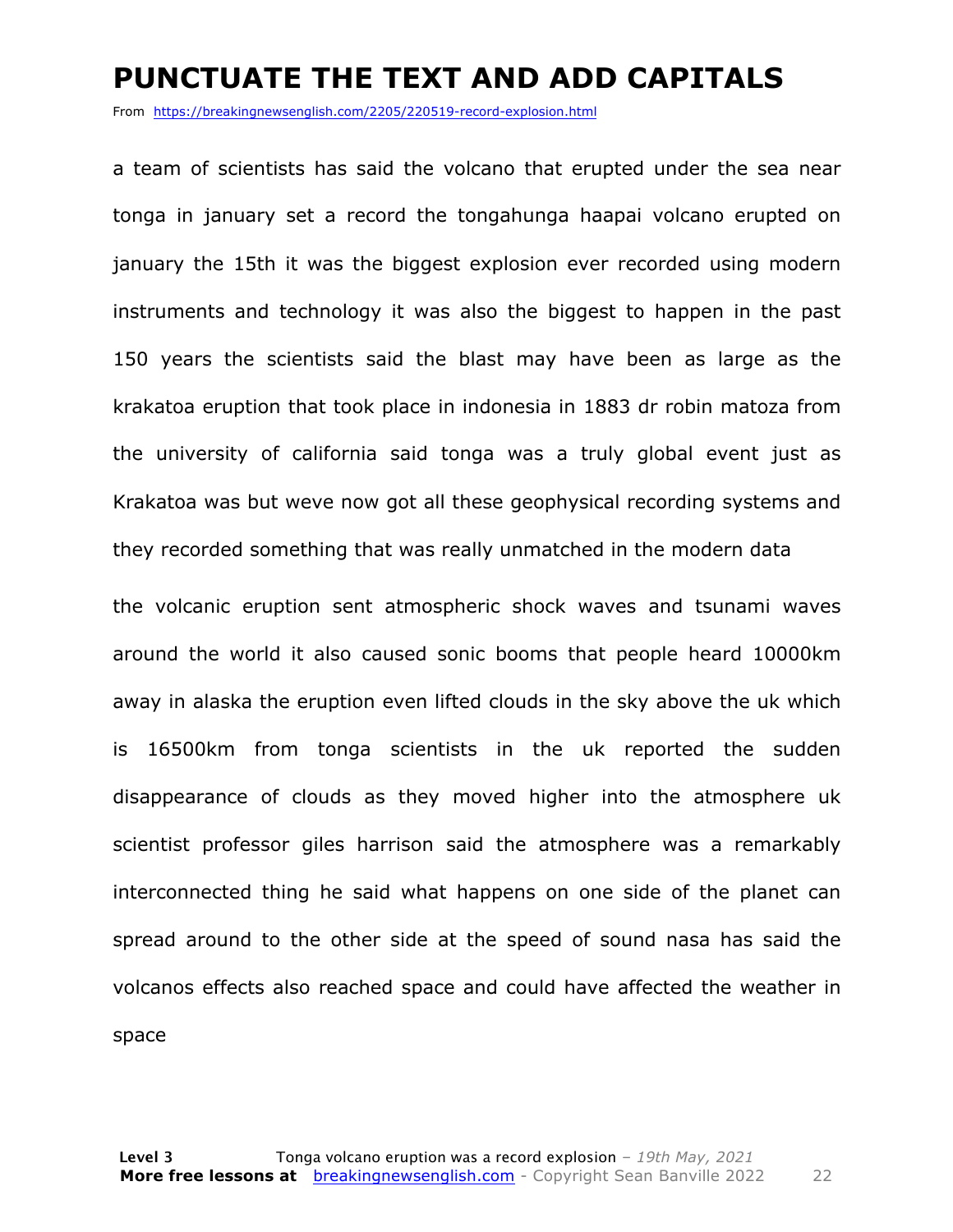# PUNCTUATE THE TEXT AND ADD CAPITALS

From https://breakingnewsenglish.com/2205/220519-record-explosion.html

a team of scientists has said the volcano that erupted under the sea near tonga in january set a record the tongahunga haapai volcano erupted on january the 15th it was the biggest explosion ever recorded using modern instruments and technology it was also the biggest to happen in the past 150 years the scientists said the blast may have been as large as the krakatoa eruption that took place in indonesia in 1883 dr robin matoza from the university of california said tonga was a truly global event just as Krakatoa was but weve now got all these geophysical recording systems and they recorded something that was really unmatched in the modern data

the volcanic eruption sent atmospheric shock waves and tsunami waves around the world it also caused sonic booms that people heard 10000km away in alaska the eruption even lifted clouds in the sky above the uk which is 16500km from tonga scientists in the uk reported the sudden disappearance of clouds as they moved higher into the atmosphere uk scientist professor giles harrison said the atmosphere was a remarkably interconnected thing he said what happens on one side of the planet can spread around to the other side at the speed of sound nasa has said the volcanos effects also reached space and could have affected the weather in space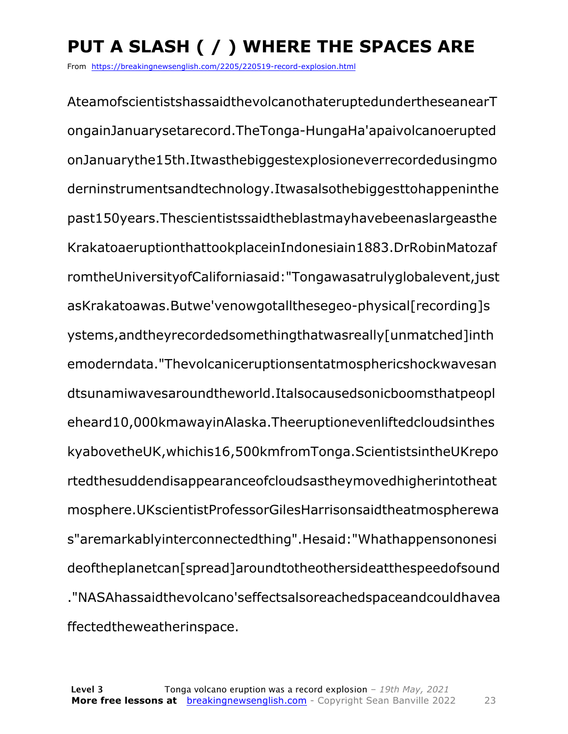# PUT A SLASH ( / ) WHERE THE SPACES ARE

From https://breakingnewsenglish.com/2205/220519-record-explosion.html

AteamofscientistshassaidthevolcanothateruptedundertheseanearT
ongainJanuarysetarecord.TheTonga-HungaHa'apaivolcanoerupted
onJanuarythe15th.Itwasthebiggestexplosioneverrecordedusingmo
derninstrumentsandtechnology.Itwasalsothebiggesttohappeninthe
past150years.Thescientistssaidtheblastmayhavebeenaslargeasthe
KrakatoaeruptionthattookplaceinIndonesiain1883.DrRobinMatozaf
romtheUniversityofCaliforniasaid:"Tongawasatrulyglobalevent,just
asKrakatoawas.Butwe'venowgotallthesegeo-physical[recording]s
ystems,andtheyrecordedsomethingthatwasreally[unmatched]inth
emoderndata."Thevolcaniceruptionsentatmosphericshockwavesan
dtsunamiwavesaroundtheworld.Italsocausedsonicboomsthatpeopl
eheard10,000kmawayinAlaska.Theeruptionevenliftedcloudsinthes
kyabovetheUK,whichis16,500kmfromTonga.ScientistsintheUKrepo
rtedthesuddendisappearanceofcloudsastheymovedhigherintotheat
mosphere.UKscientistProfessorGilesHarrisonsaidtheatmospherewa
s"aremarkablyinterconnectedthing".Hesaid:"Whathappensononesi
deoftheplanetcan[spread]aroundtotheothersideatthespeedofsound
."NASAhassaidthevolcano'seffectsalsoreachedspaceandcouldhavea
ffectedtheweatherinspace.

**Level 3** Tonga volcano eruption was a record explosion – *19th May, 2021*
**More free lessons at** breakingnewsenglish.com - Copyright Sean Banville 2022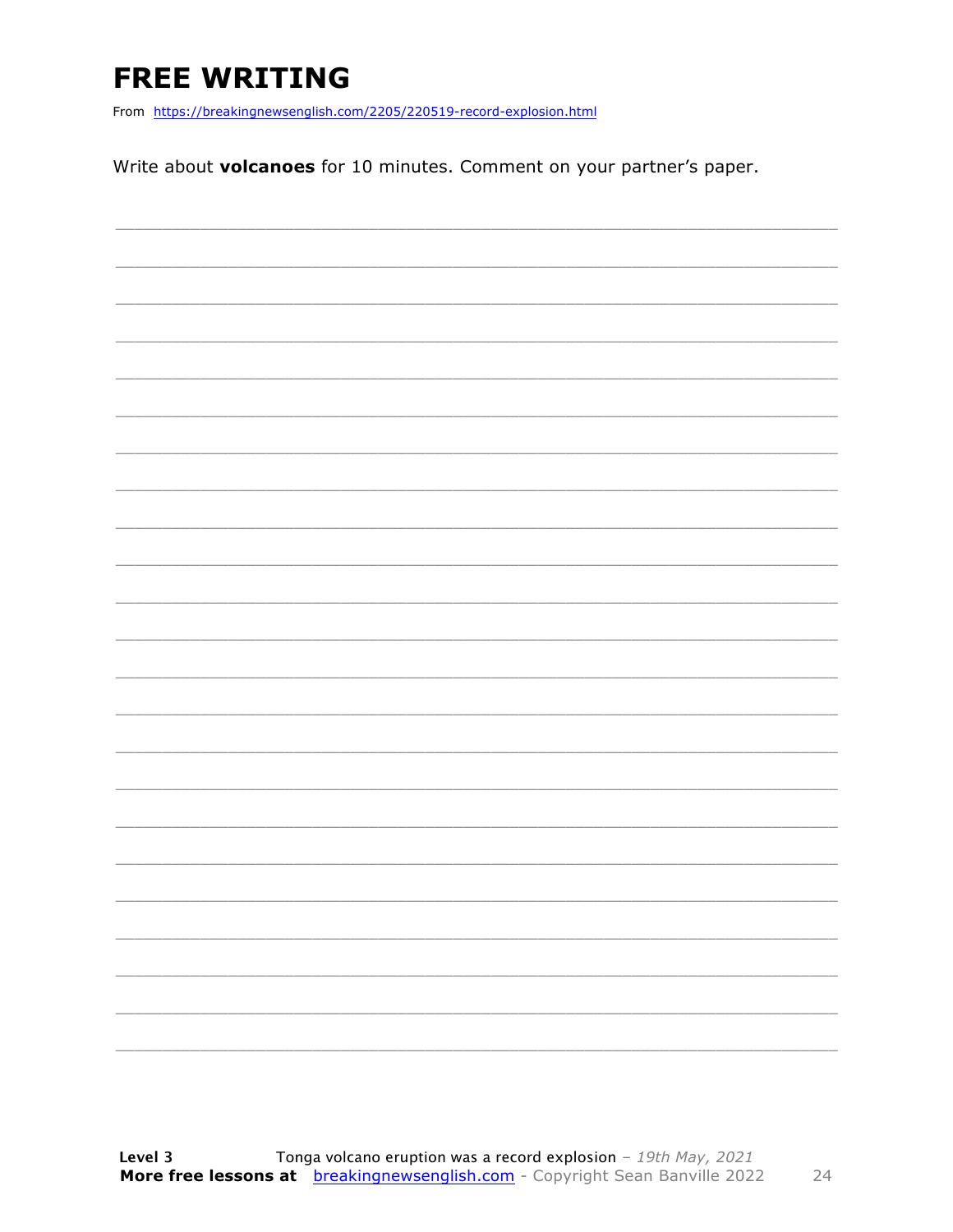# FREE WRITING

From https://breakingnewsenglish.com/2205/220519-record-explosion.html

Write about **volcanoes** for 10 minutes. Comment on your partner's paper.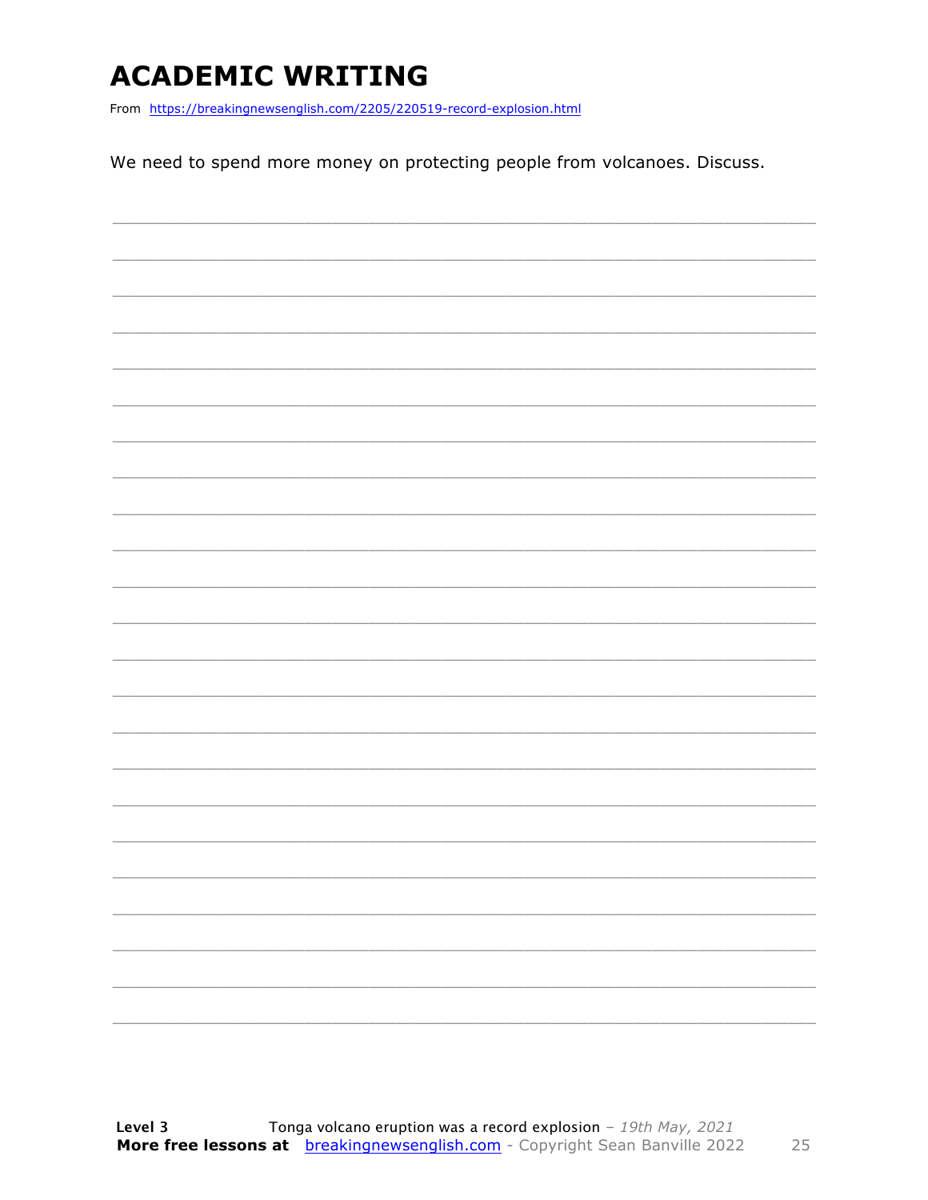# ACADEMIC WRITING

From https://breakingnewsenglish.com/2205/220519-record-explosion.html

We need to spend more money on protecting people from volcanoes. Discuss.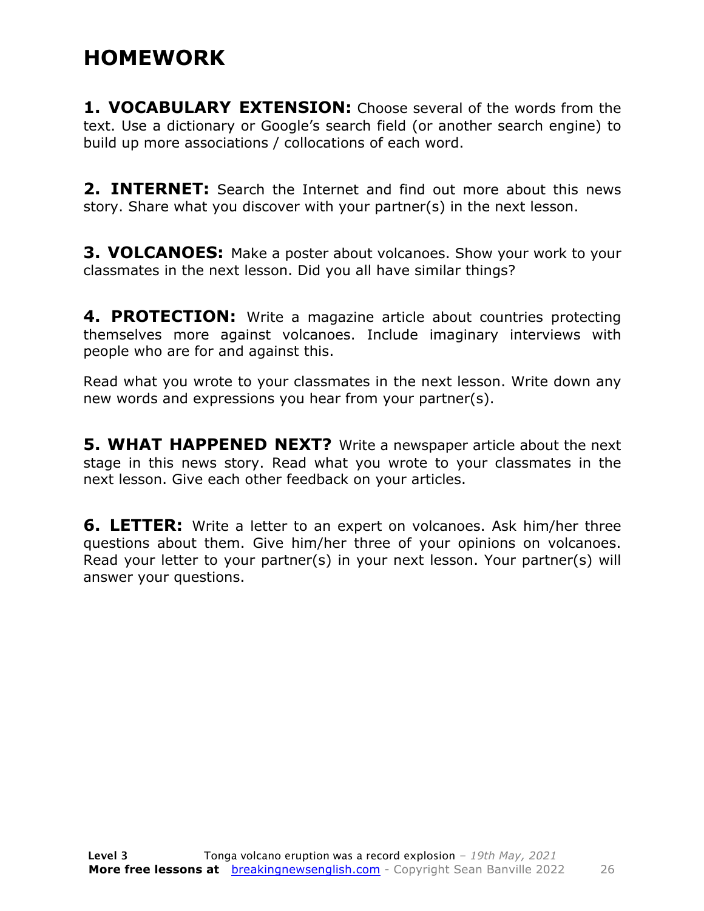# HOMEWORK

**1. VOCABULARY EXTENSION:** Choose several of the words from the text. Use a dictionary or Google's search field (or another search engine) to build up more associations / collocations of each word.

**2. INTERNET:** Search the Internet and find out more about this news story. Share what you discover with your partner(s) in the next lesson.

**3. VOLCANOES:** Make a poster about volcanoes. Show your work to your classmates in the next lesson. Did you all have similar things?

**4. PROTECTION:** Write a magazine article about countries protecting themselves more against volcanoes. Include imaginary interviews with people who are for and against this.

Read what you wrote to your classmates in the next lesson. Write down any new words and expressions you hear from your partner(s).

**5. WHAT HAPPENED NEXT?** Write a newspaper article about the next stage in this news story. Read what you wrote to your classmates in the next lesson. Give each other feedback on your articles.

**6. LETTER:** Write a letter to an expert on volcanoes. Ask him/her three questions about them. Give him/her three of your opinions on volcanoes. Read your letter to your partner(s) in your next lesson. Your partner(s) will answer your questions.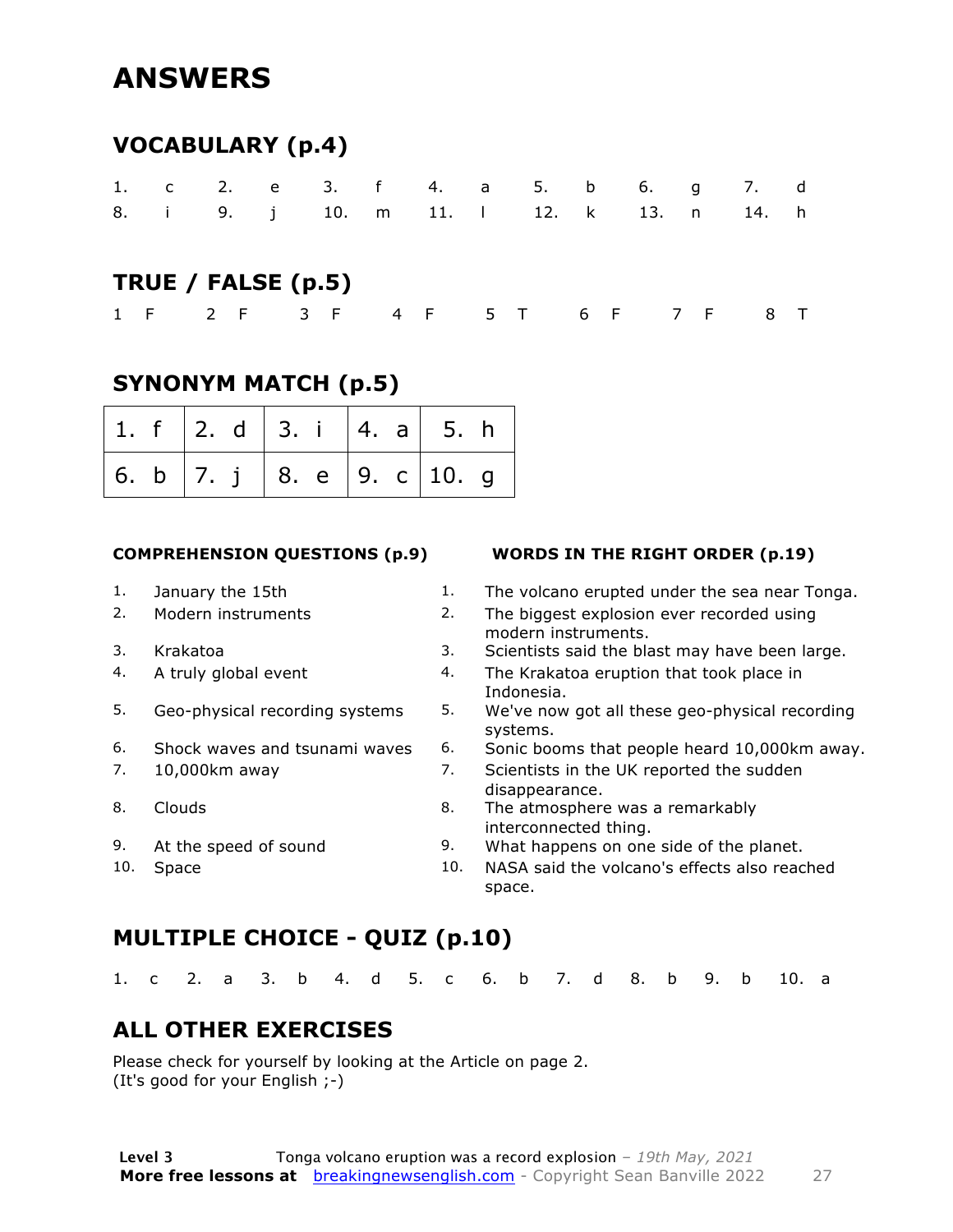# ANSWERS

## VOCABULARY (p.4)

| | | | | | | |
|---|---|---|---|---|---|---|
| 1. c | 2. e | 3. f | 4. a | 5. b | 6. g | 7. d |
| 8. i | 9. j | 10. m | 11. l | 12. k | 13. n | 14. h |

## TRUE / FALSE (p.5)

| | | | | | | | |
|---|---|---|---|---|---|---|---|
| 1 F | 2 F | 3 F | 4 F | 5 T | 6 F | 7 F | 8 T |

## SYNONYM MATCH (p.5)

| | | | | |
|---|---|---|---|---|
| 1. f | 2. d | 3. i | 4. a | 5. h |
| 6. b | 7. j | 8. e | 9. c | 10. g |

### COMPREHENSION QUESTIONS (p.9)

1. January the 15th
2. Modern instruments
3. Krakatoa
4. A truly global event
5. Geo-physical recording systems
6. Shock waves and tsunami waves
7. 10,000km away
8. Clouds
9. At the speed of sound
10. Space

### WORDS IN THE RIGHT ORDER (p.19)

1. The volcano erupted under the sea near Tonga.
2. The biggest explosion ever recorded using modern instruments.
3. Scientists said the blast may have been large.
4. The Krakatoa eruption that took place in Indonesia.
5. We've now got all these geo-physical recording systems.
6. Sonic booms that people heard 10,000km away.
7. Scientists in the UK reported the sudden disappearance.
8. The atmosphere was a remarkably interconnected thing.
9. What happens on one side of the planet.
10. NASA said the volcano's effects also reached space.

## MULTIPLE CHOICE - QUIZ (p.10)

| | | | | | | | | | |
|---|---|---|---|---|---|---|---|---|---|
| 1. c | 2. a | 3. b | 4. d | 5. c | 6. b | 7. d | 8. b | 9. b | 10. a |

## ALL OTHER EXERCISES

Please check for yourself by looking at the Article on page 2.
(It's good for your English ;-)